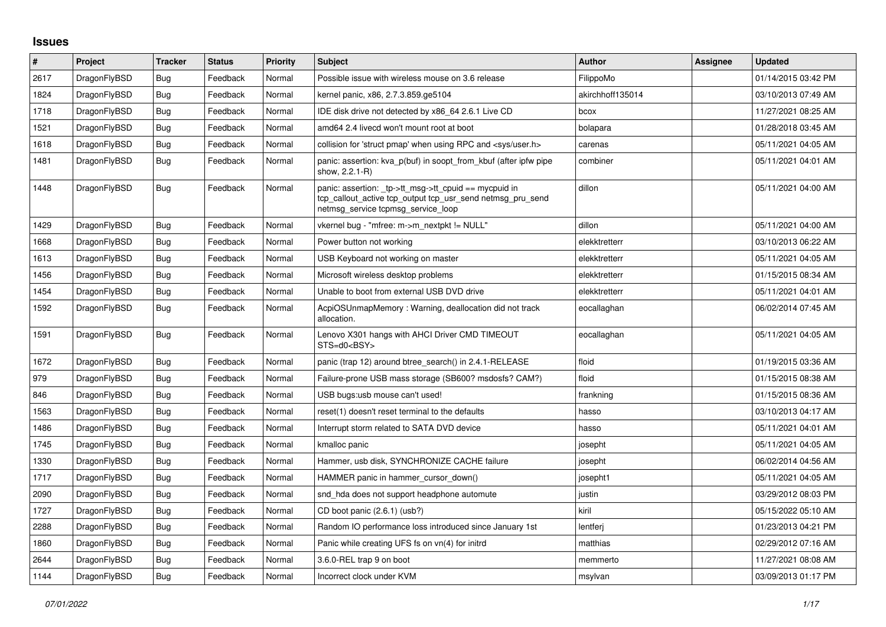## Issues

| # | Project | Tracker | Status | Priority | Subject | Author | Assignee | Updated |
|---|---|---|---|---|---|---|---|---|
| 2617 | DragonFlyBSD | Bug | Feedback | Normal | Possible issue with wireless mouse on 3.6 release | FilippoMo | | 01/14/2015 03:42 PM |
| 1824 | DragonFlyBSD | Bug | Feedback | Normal | kernel panic, x86, 2.7.3.859.ge5104 | akirchhoff135014 | | 03/10/2013 07:49 AM |
| 1718 | DragonFlyBSD | Bug | Feedback | Normal | IDE disk drive not detected by x86_64 2.6.1 Live CD | bcox | | 11/27/2021 08:25 AM |
| 1521 | DragonFlyBSD | Bug | Feedback | Normal | amd64 2.4 livecd won't mount root at boot | bolapara | | 01/28/2018 03:45 AM |
| 1618 | DragonFlyBSD | Bug | Feedback | Normal | collision for 'struct pmap' when using RPC and <sys/user.h> | carenas | | 05/11/2021 04:05 AM |
| 1481 | DragonFlyBSD | Bug | Feedback | Normal | panic: assertion: kva_p(buf) in soopt_from_kbuf (after ipfw pipe show, 2.2.1-R) | combiner | | 05/11/2021 04:01 AM |
| 1448 | DragonFlyBSD | Bug | Feedback | Normal | panic: assertion: _tp->tt_msg->tt_cpuid == mycpuid in tcp_callout_active tcp_output tcp_usr_send netmsg_pru_send netmsg_service tcpmsg_service_loop | dillon | | 05/11/2021 04:00 AM |
| 1429 | DragonFlyBSD | Bug | Feedback | Normal | vkernel bug - "mfree: m->m_nextpkt != NULL" | dillon | | 05/11/2021 04:00 AM |
| 1668 | DragonFlyBSD | Bug | Feedback | Normal | Power button not working | elekktretterr | | 03/10/2013 06:22 AM |
| 1613 | DragonFlyBSD | Bug | Feedback | Normal | USB Keyboard not working on master | elekktretterr | | 05/11/2021 04:05 AM |
| 1456 | DragonFlyBSD | Bug | Feedback | Normal | Microsoft wireless desktop problems | elekktretterr | | 01/15/2015 08:34 AM |
| 1454 | DragonFlyBSD | Bug | Feedback | Normal | Unable to boot from external USB DVD drive | elekktretterr | | 05/11/2021 04:01 AM |
| 1592 | DragonFlyBSD | Bug | Feedback | Normal | AcpiOSUnmapMemory : Warning, deallocation did not track allocation. | eocallaghan | | 06/02/2014 07:45 AM |
| 1591 | DragonFlyBSD | Bug | Feedback | Normal | Lenovo X301 hangs with AHCI Driver CMD TIMEOUT STS=d0<BSY> | eocallaghan | | 05/11/2021 04:05 AM |
| 1672 | DragonFlyBSD | Bug | Feedback | Normal | panic (trap 12) around btree_search() in 2.4.1-RELEASE | floid | | 01/19/2015 03:36 AM |
| 979 | DragonFlyBSD | Bug | Feedback | Normal | Failure-prone USB mass storage (SB600? msdosfs? CAM?) | floid | | 01/15/2015 08:38 AM |
| 846 | DragonFlyBSD | Bug | Feedback | Normal | USB bugs:usb mouse can't used! | frankning | | 01/15/2015 08:36 AM |
| 1563 | DragonFlyBSD | Bug | Feedback | Normal | reset(1) doesn't reset terminal to the defaults | hasso | | 03/10/2013 04:17 AM |
| 1486 | DragonFlyBSD | Bug | Feedback | Normal | Interrupt storm related to SATA DVD device | hasso | | 05/11/2021 04:01 AM |
| 1745 | DragonFlyBSD | Bug | Feedback | Normal | kmalloc panic | josepht | | 05/11/2021 04:05 AM |
| 1330 | DragonFlyBSD | Bug | Feedback | Normal | Hammer, usb disk, SYNCHRONIZE CACHE failure | josepht | | 06/02/2014 04:56 AM |
| 1717 | DragonFlyBSD | Bug | Feedback | Normal | HAMMER panic in hammer_cursor_down() | josepht1 | | 05/11/2021 04:05 AM |
| 2090 | DragonFlyBSD | Bug | Feedback | Normal | snd_hda does not support headphone automute | justin | | 03/29/2012 08:03 PM |
| 1727 | DragonFlyBSD | Bug | Feedback | Normal | CD boot panic (2.6.1) (usb?) | kiril | | 05/15/2022 05:10 AM |
| 2288 | DragonFlyBSD | Bug | Feedback | Normal | Random IO performance loss introduced since January 1st | lentferj | | 01/23/2013 04:21 PM |
| 1860 | DragonFlyBSD | Bug | Feedback | Normal | Panic while creating UFS fs on vn(4) for initrd | matthias | | 02/29/2012 07:16 AM |
| 2644 | DragonFlyBSD | Bug | Feedback | Normal | 3.6.0-REL trap 9 on boot | memmerto | | 11/27/2021 08:08 AM |
| 1144 | DragonFlyBSD | Bug | Feedback | Normal | Incorrect clock under KVM | msylvan | | 03/09/2013 01:17 PM |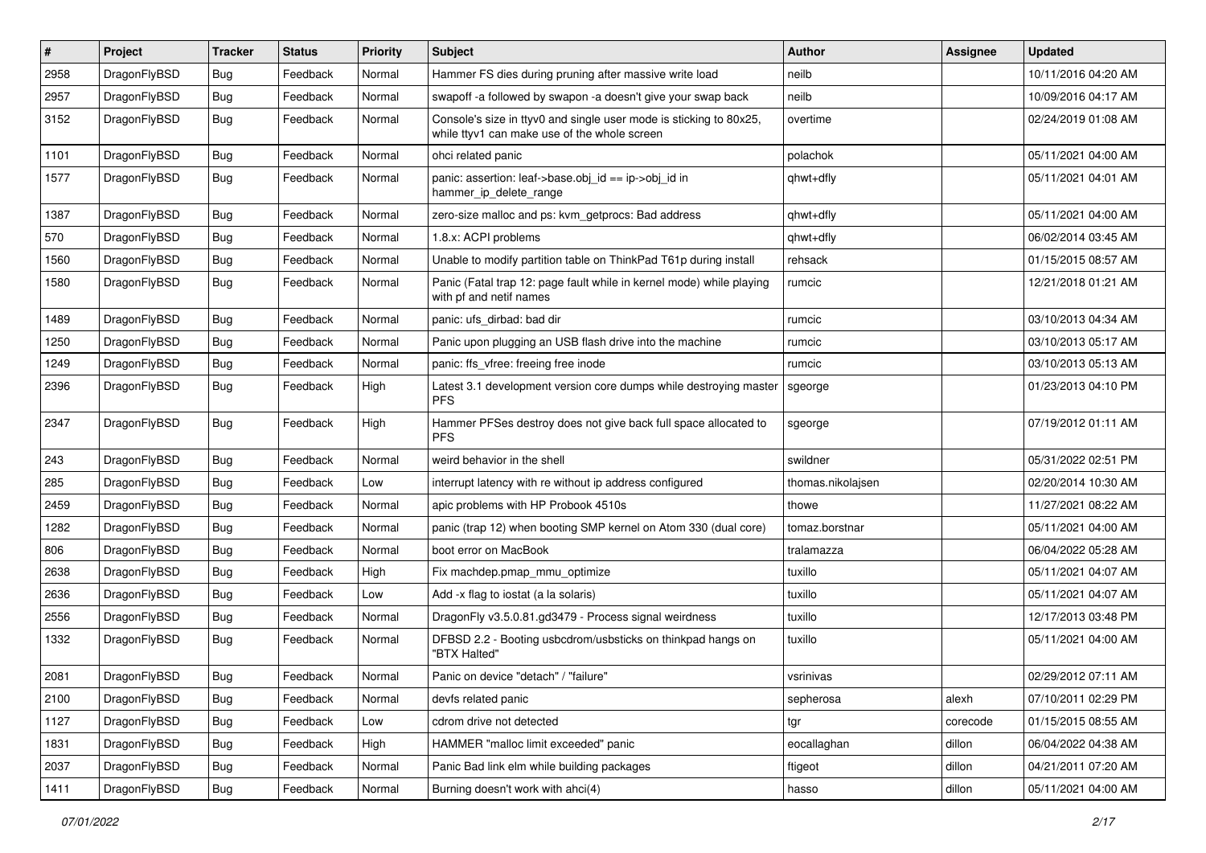| # | Project | Tracker | Status | Priority | Subject | Author | Assignee | Updated |
|---|---|---|---|---|---|---|---|---|
| 2958 | DragonFlyBSD | Bug | Feedback | Normal | Hammer FS dies during pruning after massive write load | neilb | | 10/11/2016 04:20 AM |
| 2957 | DragonFlyBSD | Bug | Feedback | Normal | swapoff -a followed by swapon -a doesn't give your swap back | neilb | | 10/09/2016 04:17 AM |
| 3152 | DragonFlyBSD | Bug | Feedback | Normal | Console's size in ttyv0 and single user mode is sticking to 80x25, while ttyv1 can make use of the whole screen | overtime | | 02/24/2019 01:08 AM |
| 1101 | DragonFlyBSD | Bug | Feedback | Normal | ohci related panic | polachok | | 05/11/2021 04:00 AM |
| 1577 | DragonFlyBSD | Bug | Feedback | Normal | panic: assertion: leaf->base.obj_id == ip->obj_id in hammer_ip_delete_range | qhwt+dfly | | 05/11/2021 04:01 AM |
| 1387 | DragonFlyBSD | Bug | Feedback | Normal | zero-size malloc and ps: kvm_getprocs: Bad address | qhwt+dfly | | 05/11/2021 04:00 AM |
| 570 | DragonFlyBSD | Bug | Feedback | Normal | 1.8.x: ACPI problems | qhwt+dfly | | 06/02/2014 03:45 AM |
| 1560 | DragonFlyBSD | Bug | Feedback | Normal | Unable to modify partition table on ThinkPad T61p during install | rehsack | | 01/15/2015 08:57 AM |
| 1580 | DragonFlyBSD | Bug | Feedback | Normal | Panic (Fatal trap 12: page fault while in kernel mode) while playing with pf and netif names | rumcic | | 12/21/2018 01:21 AM |
| 1489 | DragonFlyBSD | Bug | Feedback | Normal | panic: ufs_dirbad: bad dir | rumcic | | 03/10/2013 04:34 AM |
| 1250 | DragonFlyBSD | Bug | Feedback | Normal | Panic upon plugging an USB flash drive into the machine | rumcic | | 03/10/2013 05:17 AM |
| 1249 | DragonFlyBSD | Bug | Feedback | Normal | panic: ffs_vfree: freeing free inode | rumcic | | 03/10/2013 05:13 AM |
| 2396 | DragonFlyBSD | Bug | Feedback | High | Latest 3.1 development version core dumps while destroying master PFS | sgeorge | | 01/23/2013 04:10 PM |
| 2347 | DragonFlyBSD | Bug | Feedback | High | Hammer PFSes destroy does not give back full space allocated to PFS | sgeorge | | 07/19/2012 01:11 AM |
| 243 | DragonFlyBSD | Bug | Feedback | Normal | weird behavior in the shell | swildner | | 05/31/2022 02:51 PM |
| 285 | DragonFlyBSD | Bug | Feedback | Low | interrupt latency with re without ip address configured | thomas.nikolajsen | | 02/20/2014 10:30 AM |
| 2459 | DragonFlyBSD | Bug | Feedback | Normal | apic problems with HP Probook 4510s | thowe | | 11/27/2021 08:22 AM |
| 1282 | DragonFlyBSD | Bug | Feedback | Normal | panic (trap 12) when booting SMP kernel on Atom 330 (dual core) | tomaz.borstnar | | 05/11/2021 04:00 AM |
| 806 | DragonFlyBSD | Bug | Feedback | Normal | boot error on MacBook | tralamazza | | 06/04/2022 05:28 AM |
| 2638 | DragonFlyBSD | Bug | Feedback | High | Fix machdep.pmap_mmu_optimize | tuxillo | | 05/11/2021 04:07 AM |
| 2636 | DragonFlyBSD | Bug | Feedback | Low | Add -x flag to iostat (a la solaris) | tuxillo | | 05/11/2021 04:07 AM |
| 2556 | DragonFlyBSD | Bug | Feedback | Normal | DragonFly v3.5.0.81.gd3479 - Process signal weirdness | tuxillo | | 12/17/2013 03:48 PM |
| 1332 | DragonFlyBSD | Bug | Feedback | Normal | DFBSD 2.2 - Booting usbcdrom/usbsticks on thinkpad hangs on "BTX Halted" | tuxillo | | 05/11/2021 04:00 AM |
| 2081 | DragonFlyBSD | Bug | Feedback | Normal | Panic on device "detach" / "failure" | vsrinivas | | 02/29/2012 07:11 AM |
| 2100 | DragonFlyBSD | Bug | Feedback | Normal | devfs related panic | sepherosa | alexh | 07/10/2011 02:29 PM |
| 1127 | DragonFlyBSD | Bug | Feedback | Low | cdrom drive not detected | tgr | corecode | 01/15/2015 08:55 AM |
| 1831 | DragonFlyBSD | Bug | Feedback | High | HAMMER "malloc limit exceeded" panic | eocallaghan | dillon | 06/04/2022 04:38 AM |
| 2037 | DragonFlyBSD | Bug | Feedback | Normal | Panic Bad link elm while building packages | ftigeot | dillon | 04/21/2011 07:20 AM |
| 1411 | DragonFlyBSD | Bug | Feedback | Normal | Burning doesn't work with ahci(4) | hasso | dillon | 05/11/2021 04:00 AM |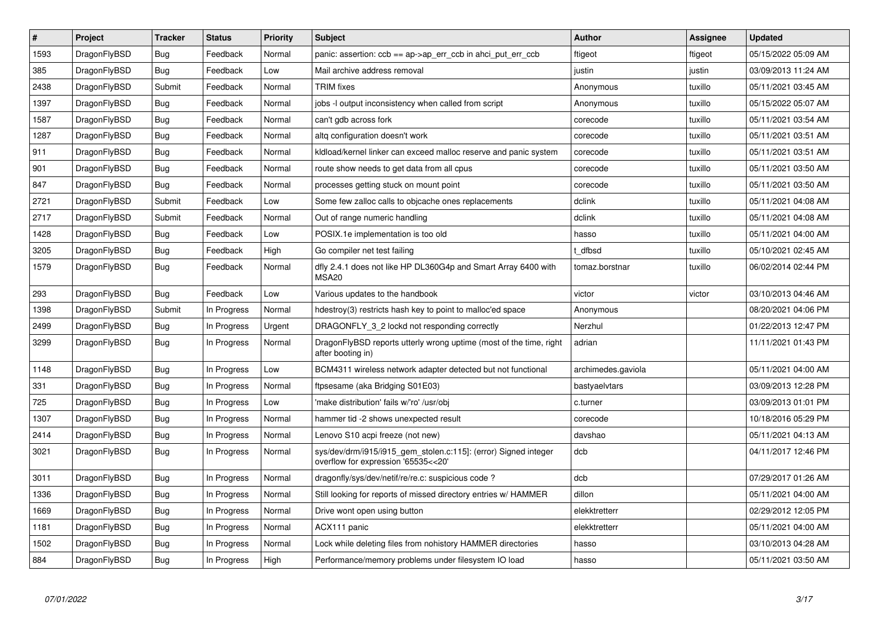| # | Project | Tracker | Status | Priority | Subject | Author | Assignee | Updated |
|---|---|---|---|---|---|---|---|---|
| 1593 | DragonFlyBSD | Bug | Feedback | Normal | panic: assertion: ccb == ap->ap_err_ccb in ahci_put_err_ccb | ftigeot | ftigeot | 05/15/2022 05:09 AM |
| 385 | DragonFlyBSD | Bug | Feedback | Low | Mail archive address removal | justin | justin | 03/09/2013 11:24 AM |
| 2438 | DragonFlyBSD | Submit | Feedback | Normal | TRIM fixes | Anonymous | tuxillo | 05/11/2021 03:45 AM |
| 1397 | DragonFlyBSD | Bug | Feedback | Normal | jobs -l output inconsistency when called from script | Anonymous | tuxillo | 05/15/2022 05:07 AM |
| 1587 | DragonFlyBSD | Bug | Feedback | Normal | can't gdb across fork | corecode | tuxillo | 05/11/2021 03:54 AM |
| 1287 | DragonFlyBSD | Bug | Feedback | Normal | altq configuration doesn't work | corecode | tuxillo | 05/11/2021 03:51 AM |
| 911 | DragonFlyBSD | Bug | Feedback | Normal | kldload/kernel linker can exceed malloc reserve and panic system | corecode | tuxillo | 05/11/2021 03:51 AM |
| 901 | DragonFlyBSD | Bug | Feedback | Normal | route show needs to get data from all cpus | corecode | tuxillo | 05/11/2021 03:50 AM |
| 847 | DragonFlyBSD | Bug | Feedback | Normal | processes getting stuck on mount point | corecode | tuxillo | 05/11/2021 03:50 AM |
| 2721 | DragonFlyBSD | Submit | Feedback | Low | Some few zalloc calls to objcache ones replacements | dclink | tuxillo | 05/11/2021 04:08 AM |
| 2717 | DragonFlyBSD | Submit | Feedback | Normal | Out of range numeric handling | dclink | tuxillo | 05/11/2021 04:08 AM |
| 1428 | DragonFlyBSD | Bug | Feedback | Low | POSIX.1e implementation is too old | hasso | tuxillo | 05/11/2021 04:00 AM |
| 3205 | DragonFlyBSD | Bug | Feedback | High | Go compiler net test failing | t_dfbsd | tuxillo | 05/10/2021 02:45 AM |
| 1579 | DragonFlyBSD | Bug | Feedback | Normal | dfly 2.4.1 does not like HP DL360G4p and Smart Array 6400 with MSA20 | tomaz.borstnar | tuxillo | 06/02/2014 02:44 PM |
| 293 | DragonFlyBSD | Bug | Feedback | Low | Various updates to the handbook | victor | victor | 03/10/2013 04:46 AM |
| 1398 | DragonFlyBSD | Submit | In Progress | Normal | hdestroy(3) restricts hash key to point to malloc'ed space | Anonymous | | 08/20/2021 04:06 PM |
| 2499 | DragonFlyBSD | Bug | In Progress | Urgent | DRAGONFLY_3_2 lockd not responding correctly | Nerzhul | | 01/22/2013 12:47 PM |
| 3299 | DragonFlyBSD | Bug | In Progress | Normal | DragonFlyBSD reports utterly wrong uptime (most of the time, right after booting in) | adrian | | 11/11/2021 01:43 PM |
| 1148 | DragonFlyBSD | Bug | In Progress | Low | BCM4311 wireless network adapter detected but not functional | archimedes.gaviola | | 05/11/2021 04:00 AM |
| 331 | DragonFlyBSD | Bug | In Progress | Normal | ftpsesame (aka Bridging S01E03) | bastyaelvtars | | 03/09/2013 12:28 PM |
| 725 | DragonFlyBSD | Bug | In Progress | Low | 'make distribution' fails w/'ro' /usr/obj | c.turner | | 03/09/2013 01:01 PM |
| 1307 | DragonFlyBSD | Bug | In Progress | Normal | hammer tid -2 shows unexpected result | corecode | | 10/18/2016 05:29 PM |
| 2414 | DragonFlyBSD | Bug | In Progress | Normal | Lenovo S10 acpi freeze (not new) | davshao | | 05/11/2021 04:13 AM |
| 3021 | DragonFlyBSD | Bug | In Progress | Normal | sys/dev/drm/i915/i915_gem_stolen.c:115]: (error) Signed integer overflow for expression '65535<<20' | dcb | | 04/11/2017 12:46 PM |
| 3011 | DragonFlyBSD | Bug | In Progress | Normal | dragonfly/sys/dev/netif/re/re.c: suspicious code ? | dcb | | 07/29/2017 01:26 AM |
| 1336 | DragonFlyBSD | Bug | In Progress | Normal | Still looking for reports of missed directory entries w/ HAMMER | dillon | | 05/11/2021 04:00 AM |
| 1669 | DragonFlyBSD | Bug | In Progress | Normal | Drive wont open using button | elekktretterr | | 02/29/2012 12:05 PM |
| 1181 | DragonFlyBSD | Bug | In Progress | Normal | ACX111 panic | elekktretterr | | 05/11/2021 04:00 AM |
| 1502 | DragonFlyBSD | Bug | In Progress | Normal | Lock while deleting files from nohistory HAMMER directories | hasso | | 03/10/2013 04:28 AM |
| 884 | DragonFlyBSD | Bug | In Progress | High | Performance/memory problems under filesystem IO load | hasso | | 05/11/2021 03:50 AM |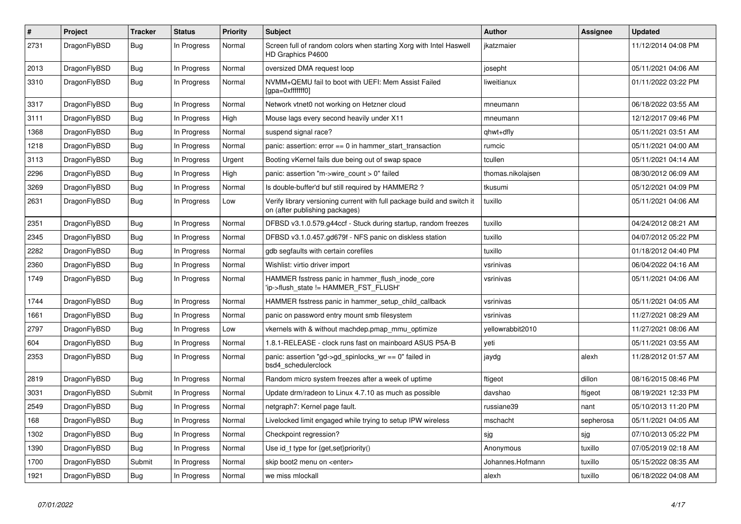| # | Project | Tracker | Status | Priority | Subject | Author | Assignee | Updated |
|---|---|---|---|---|---|---|---|---|
| 2731 | DragonFlyBSD | Bug | In Progress | Normal | Screen full of random colors when starting Xorg with Intel Haswell HD Graphics P4600 | jkatzmaier | | 11/12/2014 04:08 PM |
| 2013 | DragonFlyBSD | Bug | In Progress | Normal | oversized DMA request loop | josepht | | 05/11/2021 04:06 AM |
| 3310 | DragonFlyBSD | Bug | In Progress | Normal | NVMM+QEMU fail to boot with UEFI: Mem Assist Failed [gpa=0xfffffff0] | liweitianux | | 01/11/2022 03:22 PM |
| 3317 | DragonFlyBSD | Bug | In Progress | Normal | Network vtnet0 not working on Hetzner cloud | mneumann | | 06/18/2022 03:55 AM |
| 3111 | DragonFlyBSD | Bug | In Progress | High | Mouse lags every second heavily under X11 | mneumann | | 12/12/2017 09:46 PM |
| 1368 | DragonFlyBSD | Bug | In Progress | Normal | suspend signal race? | qhwt+dfly | | 05/11/2021 03:51 AM |
| 1218 | DragonFlyBSD | Bug | In Progress | Normal | panic: assertion: error == 0 in hammer_start_transaction | rumcic | | 05/11/2021 04:00 AM |
| 3113 | DragonFlyBSD | Bug | In Progress | Urgent | Booting vKernel fails due being out of swap space | tcullen | | 05/11/2021 04:14 AM |
| 2296 | DragonFlyBSD | Bug | In Progress | High | panic: assertion "m->wire_count > 0" failed | thomas.nikolajsen | | 08/30/2012 06:09 AM |
| 3269 | DragonFlyBSD | Bug | In Progress | Normal | Is double-buffer'd buf still required by HAMMER2 ? | tkusumi | | 05/12/2021 04:09 PM |
| 2631 | DragonFlyBSD | Bug | In Progress | Low | Verify library versioning current with full package build and switch it on (after publishing packages) | tuxillo | | 05/11/2021 04:06 AM |
| 2351 | DragonFlyBSD | Bug | In Progress | Normal | DFBSD v3.1.0.579.g44ccf - Stuck during startup, random freezes | tuxillo | | 04/24/2012 08:21 AM |
| 2345 | DragonFlyBSD | Bug | In Progress | Normal | DFBSD v3.1.0.457.gd679f - NFS panic on diskless station | tuxillo | | 04/07/2012 05:22 PM |
| 2282 | DragonFlyBSD | Bug | In Progress | Normal | gdb segfaults with certain corefiles | tuxillo | | 01/18/2012 04:40 PM |
| 2360 | DragonFlyBSD | Bug | In Progress | Normal | Wishlist: virtio driver import | vsrinivas | | 06/04/2022 04:16 AM |
| 1749 | DragonFlyBSD | Bug | In Progress | Normal | HAMMER fsstress panic in hammer_flush_inode_core 'ip->flush_state != HAMMER_FST_FLUSH' | vsrinivas | | 05/11/2021 04:06 AM |
| 1744 | DragonFlyBSD | Bug | In Progress | Normal | HAMMER fsstress panic in hammer_setup_child_callback | vsrinivas | | 05/11/2021 04:05 AM |
| 1661 | DragonFlyBSD | Bug | In Progress | Normal | panic on password entry mount smb filesystem | vsrinivas | | 11/27/2021 08:29 AM |
| 2797 | DragonFlyBSD | Bug | In Progress | Low | vkernels with & without machdep.pmap_mmu_optimize | yellowrabbit2010 | | 11/27/2021 08:06 AM |
| 604 | DragonFlyBSD | Bug | In Progress | Normal | 1.8.1-RELEASE - clock runs fast on mainboard ASUS P5A-B | yeti | | 05/11/2021 03:55 AM |
| 2353 | DragonFlyBSD | Bug | In Progress | Normal | panic: assertion "gd->gd_spinlocks_wr == 0" failed in bsd4_schedulerclock | jaydg | alexh | 11/28/2012 01:57 AM |
| 2819 | DragonFlyBSD | Bug | In Progress | Normal | Random micro system freezes after a week of uptime | ftigeot | dillon | 08/16/2015 08:46 PM |
| 3031 | DragonFlyBSD | Submit | In Progress | Normal | Update drm/radeon to Linux 4.7.10 as much as possible | davshao | ftigeot | 08/19/2021 12:33 PM |
| 2549 | DragonFlyBSD | Bug | In Progress | Normal | netgraph7: Kernel page fault. | russiane39 | nant | 05/10/2013 11:20 PM |
| 168 | DragonFlyBSD | Bug | In Progress | Normal | Livelocked limit engaged while trying to setup IPW wireless | mschacht | sepherosa | 05/11/2021 04:05 AM |
| 1302 | DragonFlyBSD | Bug | In Progress | Normal | Checkpoint regression? | sjg | sjg | 07/10/2013 05:22 PM |
| 1390 | DragonFlyBSD | Bug | In Progress | Normal | Use id_t type for {get,set}priority() | Anonymous | tuxillo | 07/05/2019 02:18 AM |
| 1700 | DragonFlyBSD | Submit | In Progress | Normal | skip boot2 menu on <enter> | Johannes.Hofmann | tuxillo | 05/15/2022 08:35 AM |
| 1921 | DragonFlyBSD | Bug | In Progress | Normal | we miss mlockall | alexh | tuxillo | 06/18/2022 04:08 AM |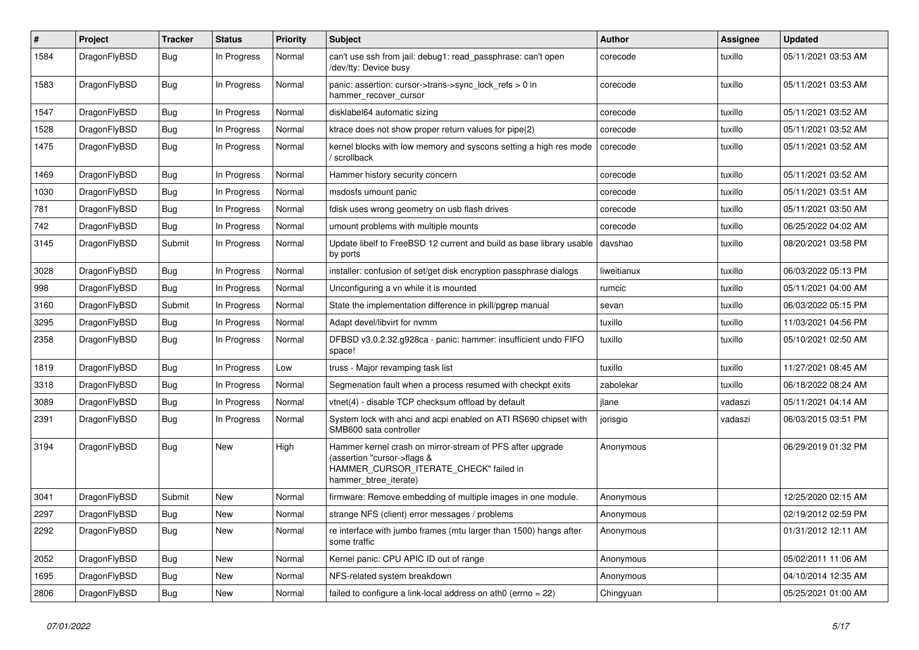| # | Project | Tracker | Status | Priority | Subject | Author | Assignee | Updated |
|---|---|---|---|---|---|---|---|---|
| 1584 | DragonFlyBSD | Bug | In Progress | Normal | can't use ssh from jail: debug1: read_passphrase: can't open /dev/tty: Device busy | corecode | tuxillo | 05/11/2021 03:53 AM |
| 1583 | DragonFlyBSD | Bug | In Progress | Normal | panic: assertion: cursor->trans->sync_lock_refs > 0 in hammer_recover_cursor | corecode | tuxillo | 05/11/2021 03:53 AM |
| 1547 | DragonFlyBSD | Bug | In Progress | Normal | disklabel64 automatic sizing | corecode | tuxillo | 05/11/2021 03:52 AM |
| 1528 | DragonFlyBSD | Bug | In Progress | Normal | ktrace does not show proper return values for pipe(2) | corecode | tuxillo | 05/11/2021 03:52 AM |
| 1475 | DragonFlyBSD | Bug | In Progress | Normal | kernel blocks with low memory and syscons setting a high res mode / scrollback | corecode | tuxillo | 05/11/2021 03:52 AM |
| 1469 | DragonFlyBSD | Bug | In Progress | Normal | Hammer history security concern | corecode | tuxillo | 05/11/2021 03:52 AM |
| 1030 | DragonFlyBSD | Bug | In Progress | Normal | msdosfs umount panic | corecode | tuxillo | 05/11/2021 03:51 AM |
| 781 | DragonFlyBSD | Bug | In Progress | Normal | fdisk uses wrong geometry on usb flash drives | corecode | tuxillo | 05/11/2021 03:50 AM |
| 742 | DragonFlyBSD | Bug | In Progress | Normal | umount problems with multiple mounts | corecode | tuxillo | 06/25/2022 04:02 AM |
| 3145 | DragonFlyBSD | Submit | In Progress | Normal | Update libelf to FreeBSD 12 current and build as base library usable by ports | davshao | tuxillo | 08/20/2021 03:58 PM |
| 3028 | DragonFlyBSD | Bug | In Progress | Normal | installer: confusion of set/get disk encryption passphrase dialogs | liweitianux | tuxillo | 06/03/2022 05:13 PM |
| 998 | DragonFlyBSD | Bug | In Progress | Normal | Unconfiguring a vn while it is mounted | rumcic | tuxillo | 05/11/2021 04:00 AM |
| 3160 | DragonFlyBSD | Submit | In Progress | Normal | State the implementation difference in pkill/pgrep manual | sevan | tuxillo | 06/03/2022 05:15 PM |
| 3295 | DragonFlyBSD | Bug | In Progress | Normal | Adapt devel/libvirt for nvmm | tuxillo | tuxillo | 11/03/2021 04:56 PM |
| 2358 | DragonFlyBSD | Bug | In Progress | Normal | DFBSD v3.0.2.32.g928ca - panic: hammer: insufficient undo FIFO space! | tuxillo | tuxillo | 05/10/2021 02:50 AM |
| 1819 | DragonFlyBSD | Bug | In Progress | Low | truss - Major revamping task list | tuxillo | tuxillo | 11/27/2021 08:45 AM |
| 3318 | DragonFlyBSD | Bug | In Progress | Normal | Segmenation fault when a process resumed with checkpt exits | zabolekar | tuxillo | 06/18/2022 08:24 AM |
| 3089 | DragonFlyBSD | Bug | In Progress | Normal | vtnet(4) - disable TCP checksum offload by default | jlane | vadaszi | 05/11/2021 04:14 AM |
| 2391 | DragonFlyBSD | Bug | In Progress | Normal | System lock with ahci and acpi enabled on ATI RS690 chipset with SMB600 sata controller | jorisgio | vadaszi | 06/03/2015 03:51 PM |
| 3194 | DragonFlyBSD | Bug | New | High | Hammer kernel crash on mirror-stream of PFS after upgrade (assertion "cursor->flags & HAMMER_CURSOR_ITERATE_CHECK" failed in hammer_btree_iterate) | Anonymous | | 06/29/2019 01:32 PM |
| 3041 | DragonFlyBSD | Submit | New | Normal | firmware: Remove embedding of multiple images in one module. | Anonymous | | 12/25/2020 02:15 AM |
| 2297 | DragonFlyBSD | Bug | New | Normal | strange NFS (client) error messages / problems | Anonymous | | 02/19/2012 02:59 PM |
| 2292 | DragonFlyBSD | Bug | New | Normal | re interface with jumbo frames (mtu larger than 1500) hangs after some traffic | Anonymous | | 01/31/2012 12:11 AM |
| 2052 | DragonFlyBSD | Bug | New | Normal | Kernel panic: CPU APIC ID out of range | Anonymous | | 05/02/2011 11:06 AM |
| 1695 | DragonFlyBSD | Bug | New | Normal | NFS-related system breakdown | Anonymous | | 04/10/2014 12:35 AM |
| 2806 | DragonFlyBSD | Bug | New | Normal | failed to configure a link-local address on ath0 (errno = 22) | Chingyuan | | 05/25/2021 01:00 AM |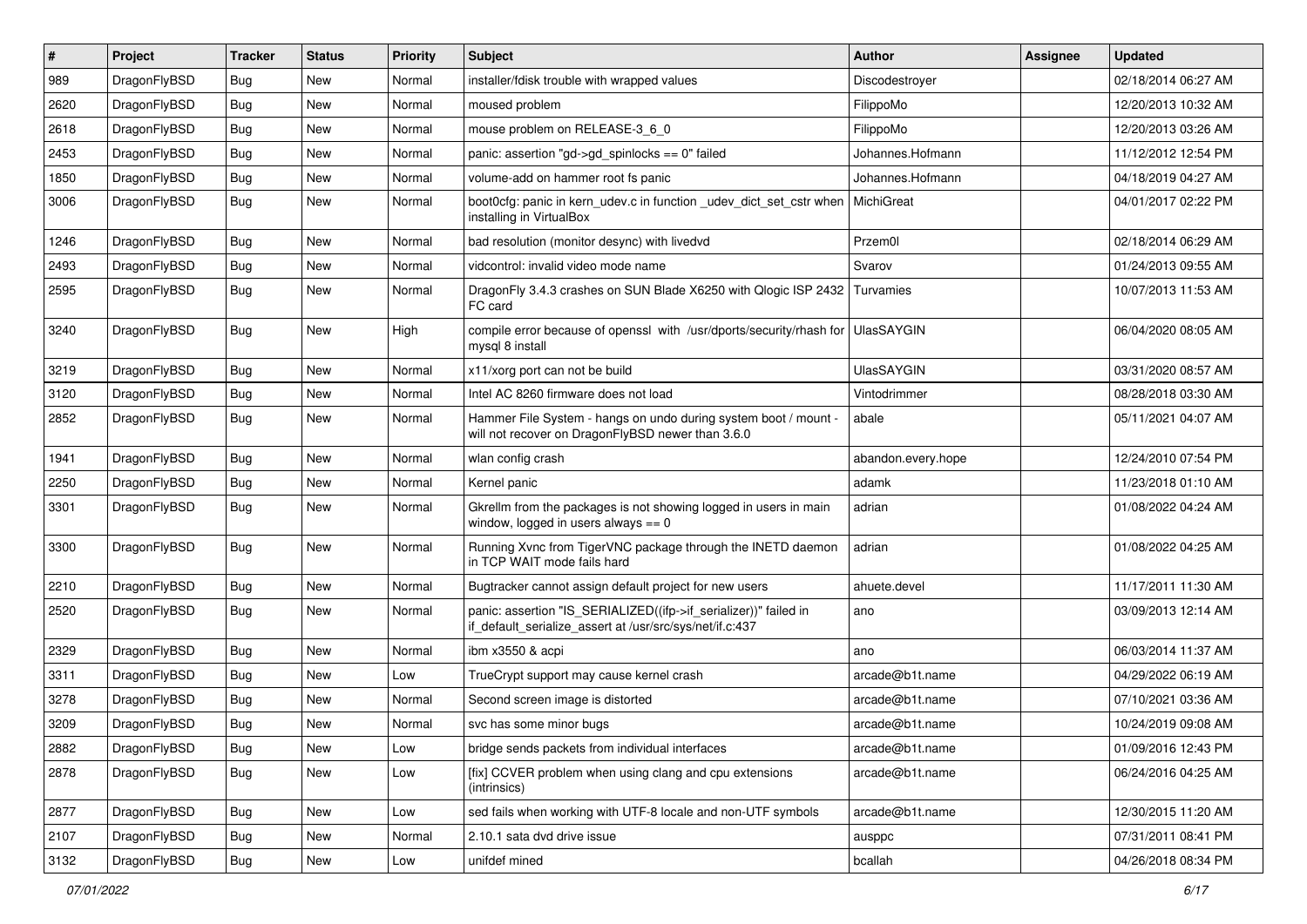| # | Project | Tracker | Status | Priority | Subject | Author | Assignee | Updated |
|---|---|---|---|---|---|---|---|---|
| 989 | DragonFlyBSD | Bug | New | Normal | installer/fdisk trouble with wrapped values | Discodestroyer | | 02/18/2014 06:27 AM |
| 2620 | DragonFlyBSD | Bug | New | Normal | moused problem | FilippoMo | | 12/20/2013 10:32 AM |
| 2618 | DragonFlyBSD | Bug | New | Normal | mouse problem on RELEASE-3_6_0 | FilippoMo | | 12/20/2013 03:26 AM |
| 2453 | DragonFlyBSD | Bug | New | Normal | panic: assertion "gd->gd_spinlocks == 0" failed | Johannes.Hofmann | | 11/12/2012 12:54 PM |
| 1850 | DragonFlyBSD | Bug | New | Normal | volume-add on hammer root fs panic | Johannes.Hofmann | | 04/18/2019 04:27 AM |
| 3006 | DragonFlyBSD | Bug | New | Normal | boot0cfg: panic in kern_udev.c in function _udev_dict_set_cstr when installing in VirtualBox | MichiGreat | | 04/01/2017 02:22 PM |
| 1246 | DragonFlyBSD | Bug | New | Normal | bad resolution (monitor desync) with livedvd | Przem0l | | 02/18/2014 06:29 AM |
| 2493 | DragonFlyBSD | Bug | New | Normal | vidcontrol: invalid video mode name | Svarov | | 01/24/2013 09:55 AM |
| 2595 | DragonFlyBSD | Bug | New | Normal | DragonFly 3.4.3 crashes on SUN Blade X6250 with Qlogic ISP 2432 FC card | Turvamies | | 10/07/2013 11:53 AM |
| 3240 | DragonFlyBSD | Bug | New | High | compile error because of openssl with /usr/dports/security/rhash for mysql 8 install | UlasSAYGIN | | 06/04/2020 08:05 AM |
| 3219 | DragonFlyBSD | Bug | New | Normal | x11/xorg port can not be build | UlasSAYGIN | | 03/31/2020 08:57 AM |
| 3120 | DragonFlyBSD | Bug | New | Normal | Intel AC 8260 firmware does not load | Vintodrimmer | | 08/28/2018 03:30 AM |
| 2852 | DragonFlyBSD | Bug | New | Normal | Hammer File System - hangs on undo during system boot / mount - will not recover on DragonFlyBSD newer than 3.6.0 | abale | | 05/11/2021 04:07 AM |
| 1941 | DragonFlyBSD | Bug | New | Normal | wlan config crash | abandon.every.hope | | 12/24/2010 07:54 PM |
| 2250 | DragonFlyBSD | Bug | New | Normal | Kernel panic | adamk | | 11/23/2018 01:10 AM |
| 3301 | DragonFlyBSD | Bug | New | Normal | Gkrellm from the packages is not showing logged in users in main window, logged in users always == 0 | adrian | | 01/08/2022 04:24 AM |
| 3300 | DragonFlyBSD | Bug | New | Normal | Running Xvnc from TigerVNC package through the INETD daemon in TCP WAIT mode fails hard | adrian | | 01/08/2022 04:25 AM |
| 2210 | DragonFlyBSD | Bug | New | Normal | Bugtracker cannot assign default project for new users | ahuete.devel | | 11/17/2011 11:30 AM |
| 2520 | DragonFlyBSD | Bug | New | Normal | panic: assertion "IS_SERIALIZED((ifp->if_serializer))" failed in if_default_serialize_assert at /usr/src/sys/net/if.c:437 | ano | | 03/09/2013 12:14 AM |
| 2329 | DragonFlyBSD | Bug | New | Normal | ibm x3550 & acpi | ano | | 06/03/2014 11:37 AM |
| 3311 | DragonFlyBSD | Bug | New | Low | TrueCrypt support may cause kernel crash | arcade@b1t.name | | 04/29/2022 06:19 AM |
| 3278 | DragonFlyBSD | Bug | New | Normal | Second screen image is distorted | arcade@b1t.name | | 07/10/2021 03:36 AM |
| 3209 | DragonFlyBSD | Bug | New | Normal | svc has some minor bugs | arcade@b1t.name | | 10/24/2019 09:08 AM |
| 2882 | DragonFlyBSD | Bug | New | Low | bridge sends packets from individual interfaces | arcade@b1t.name | | 01/09/2016 12:43 PM |
| 2878 | DragonFlyBSD | Bug | New | Low | [fix] CCVER problem when using clang and cpu extensions (intrinsics) | arcade@b1t.name | | 06/24/2016 04:25 AM |
| 2877 | DragonFlyBSD | Bug | New | Low | sed fails when working with UTF-8 locale and non-UTF symbols | arcade@b1t.name | | 12/30/2015 11:20 AM |
| 2107 | DragonFlyBSD | Bug | New | Normal | 2.10.1 sata dvd drive issue | ausppc | | 07/31/2011 08:41 PM |
| 3132 | DragonFlyBSD | Bug | New | Low | unifdef mined | bcallah | | 04/26/2018 08:34 PM |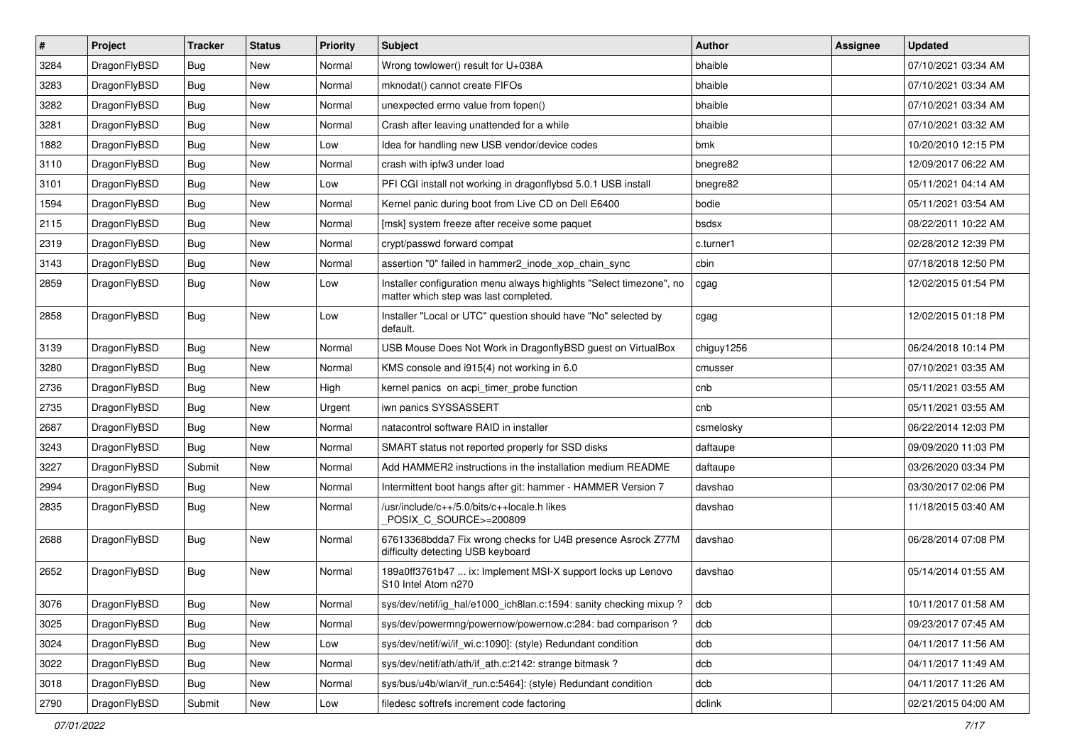| # | Project | Tracker | Status | Priority | Subject | Author | Assignee | Updated |
|---|---|---|---|---|---|---|---|---|
| 3284 | DragonFlyBSD | Bug | New | Normal | Wrong towlower() result for U+038A | bhaible | | 07/10/2021 03:34 AM |
| 3283 | DragonFlyBSD | Bug | New | Normal | mknodat() cannot create FIFOs | bhaible | | 07/10/2021 03:34 AM |
| 3282 | DragonFlyBSD | Bug | New | Normal | unexpected errno value from fopen() | bhaible | | 07/10/2021 03:34 AM |
| 3281 | DragonFlyBSD | Bug | New | Normal | Crash after leaving unattended for a while | bhaible | | 07/10/2021 03:32 AM |
| 1882 | DragonFlyBSD | Bug | New | Low | Idea for handling new USB vendor/device codes | bmk | | 10/20/2010 12:15 PM |
| 3110 | DragonFlyBSD | Bug | New | Normal | crash with ipfw3 under load | bnegre82 | | 12/09/2017 06:22 AM |
| 3101 | DragonFlyBSD | Bug | New | Low | PFI CGI install not working in dragonflybsd 5.0.1 USB install | bnegre82 | | 05/11/2021 04:14 AM |
| 1594 | DragonFlyBSD | Bug | New | Normal | Kernel panic during boot from Live CD on Dell E6400 | bodie | | 05/11/2021 03:54 AM |
| 2115 | DragonFlyBSD | Bug | New | Normal | [msk] system freeze after receive some paquet | bsdsx | | 08/22/2011 10:22 AM |
| 2319 | DragonFlyBSD | Bug | New | Normal | crypt/passwd forward compat | c.turner1 | | 02/28/2012 12:39 PM |
| 3143 | DragonFlyBSD | Bug | New | Normal | assertion "0" failed in hammer2_inode_xop_chain_sync | cbin | | 07/18/2018 12:50 PM |
| 2859 | DragonFlyBSD | Bug | New | Low | Installer configuration menu always highlights "Select timezone", no matter which step was last completed. | cgag | | 12/02/2015 01:54 PM |
| 2858 | DragonFlyBSD | Bug | New | Low | Installer "Local or UTC" question should have "No" selected by default. | cgag | | 12/02/2015 01:18 PM |
| 3139 | DragonFlyBSD | Bug | New | Normal | USB Mouse Does Not Work in DragonflyBSD guest on VirtualBox | chiguy1256 | | 06/24/2018 10:14 PM |
| 3280 | DragonFlyBSD | Bug | New | Normal | KMS console and i915(4) not working in 6.0 | cmusser | | 07/10/2021 03:35 AM |
| 2736 | DragonFlyBSD | Bug | New | High | kernel panics on acpi_timer_probe function | cnb | | 05/11/2021 03:55 AM |
| 2735 | DragonFlyBSD | Bug | New | Urgent | iwn panics SYSSASSERT | cnb | | 05/11/2021 03:55 AM |
| 2687 | DragonFlyBSD | Bug | New | Normal | natacontrol software RAID in installer | csmelosky | | 06/22/2014 12:03 PM |
| 3243 | DragonFlyBSD | Bug | New | Normal | SMART status not reported properly for SSD disks | daftaupe | | 09/09/2020 11:03 PM |
| 3227 | DragonFlyBSD | Submit | New | Normal | Add HAMMER2 instructions in the installation medium README | daftaupe | | 03/26/2020 03:34 PM |
| 2994 | DragonFlyBSD | Bug | New | Normal | Intermittent boot hangs after git: hammer - HAMMER Version 7 | davshao | | 03/30/2017 02:06 PM |
| 2835 | DragonFlyBSD | Bug | New | Normal | /usr/include/c++/5.0/bits/c++locale.h likes _POSIX_C_SOURCE>=200809 | davshao | | 11/18/2015 03:40 AM |
| 2688 | DragonFlyBSD | Bug | New | Normal | 67613368bdda7 Fix wrong checks for U4B presence Asrock Z77M difficulty detecting USB keyboard | davshao | | 06/28/2014 07:08 PM |
| 2652 | DragonFlyBSD | Bug | New | Normal | 189a0ff3761b47 ... ix: Implement MSI-X support locks up Lenovo S10 Intel Atom n270 | davshao | | 05/14/2014 01:55 AM |
| 3076 | DragonFlyBSD | Bug | New | Normal | sys/dev/netif/ig_hal/e1000_ich8lan.c:1594: sanity checking mixup ? | dcb | | 10/11/2017 01:58 AM |
| 3025 | DragonFlyBSD | Bug | New | Normal | sys/dev/powermng/powernow/powernow.c:284: bad comparison ? | dcb | | 09/23/2017 07:45 AM |
| 3024 | DragonFlyBSD | Bug | New | Low | sys/dev/netif/wi/if_wi.c:1090]: (style) Redundant condition | dcb | | 04/11/2017 11:56 AM |
| 3022 | DragonFlyBSD | Bug | New | Normal | sys/dev/netif/ath/ath/if_ath.c:2142: strange bitmask ? | dcb | | 04/11/2017 11:49 AM |
| 3018 | DragonFlyBSD | Bug | New | Normal | sys/bus/u4b/wlan/if_run.c:5464]: (style) Redundant condition | dcb | | 04/11/2017 11:26 AM |
| 2790 | DragonFlyBSD | Submit | New | Low | filedesc softrefs increment code factoring | dclink | | 02/21/2015 04:00 AM |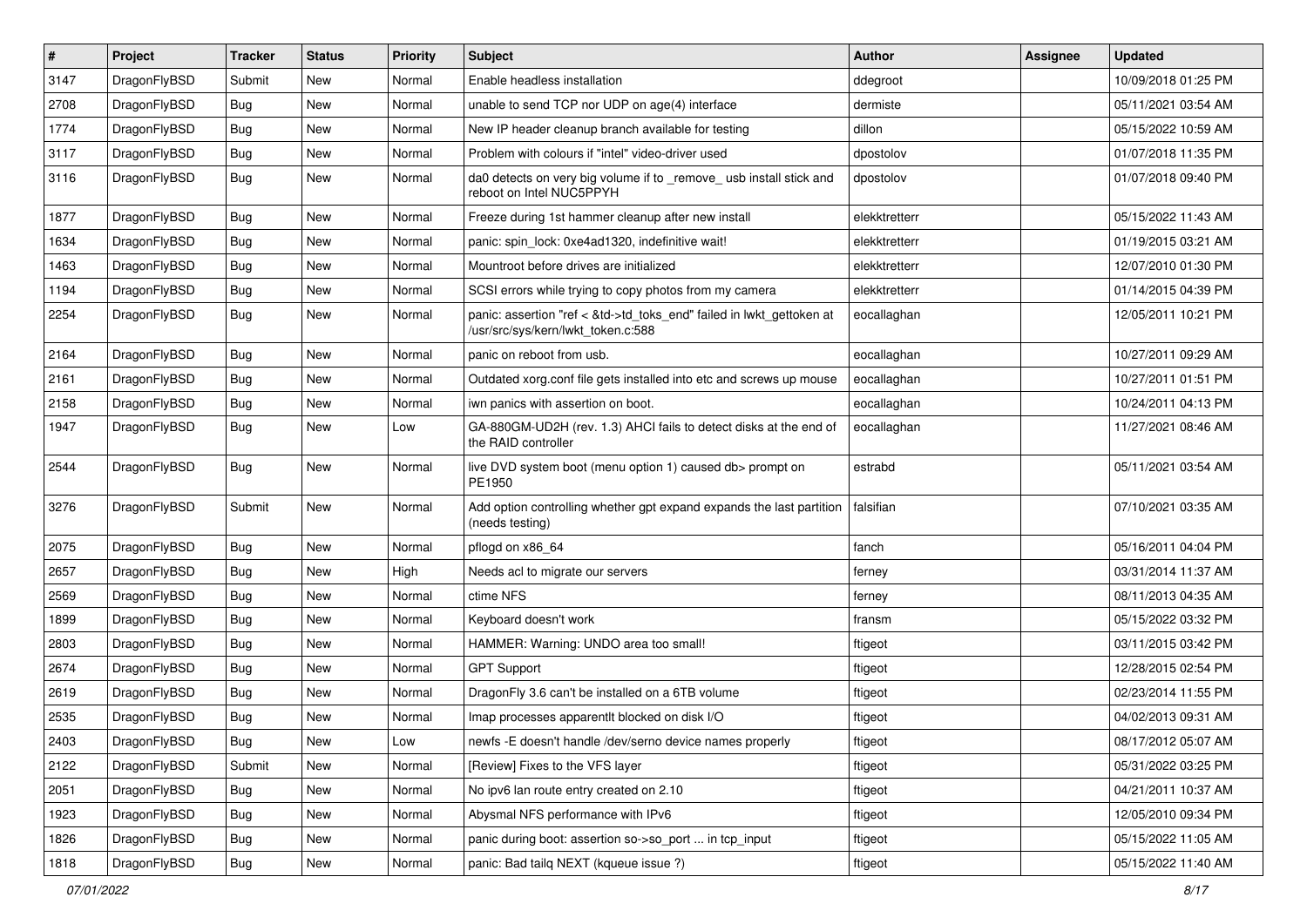| # | Project | Tracker | Status | Priority | Subject | Author | Assignee | Updated |
| --- | --- | --- | --- | --- | --- | --- | --- | --- |
| 3147 | DragonFlyBSD | Submit | New | Normal | Enable headless installation | ddegroot | | 10/09/2018 01:25 PM |
| 2708 | DragonFlyBSD | Bug | New | Normal | unable to send TCP nor UDP on age(4) interface | dermiste | | 05/11/2021 03:54 AM |
| 1774 | DragonFlyBSD | Bug | New | Normal | New IP header cleanup branch available for testing | dillon | | 05/15/2022 10:59 AM |
| 3117 | DragonFlyBSD | Bug | New | Normal | Problem with colours if "intel" video-driver used | dpostolov | | 01/07/2018 11:35 PM |
| 3116 | DragonFlyBSD | Bug | New | Normal | da0 detects on very big volume if to _remove_ usb install stick and reboot on Intel NUC5PPYH | dpostolov | | 01/07/2018 09:40 PM |
| 1877 | DragonFlyBSD | Bug | New | Normal | Freeze during 1st hammer cleanup after new install | elekktretterr | | 05/15/2022 11:43 AM |
| 1634 | DragonFlyBSD | Bug | New | Normal | panic: spin_lock: 0xe4ad1320, indefinitive wait! | elekktretterr | | 01/19/2015 03:21 AM |
| 1463 | DragonFlyBSD | Bug | New | Normal | Mountroot before drives are initialized | elekktretterr | | 12/07/2010 01:30 PM |
| 1194 | DragonFlyBSD | Bug | New | Normal | SCSI errors while trying to copy photos from my camera | elekktretterr | | 01/14/2015 04:39 PM |
| 2254 | DragonFlyBSD | Bug | New | Normal | panic: assertion "ref < &td->td_toks_end" failed in lwkt_gettoken at /usr/src/sys/kern/lwkt_token.c:588 | eocallaghan | | 12/05/2011 10:21 PM |
| 2164 | DragonFlyBSD | Bug | New | Normal | panic on reboot from usb. | eocallaghan | | 10/27/2011 09:29 AM |
| 2161 | DragonFlyBSD | Bug | New | Normal | Outdated xorg.conf file gets installed into etc and screws up mouse | eocallaghan | | 10/27/2011 01:51 PM |
| 2158 | DragonFlyBSD | Bug | New | Normal | iwn panics with assertion on boot. | eocallaghan | | 10/24/2011 04:13 PM |
| 1947 | DragonFlyBSD | Bug | New | Low | GA-880GM-UD2H (rev. 1.3) AHCI fails to detect disks at the end of the RAID controller | eocallaghan | | 11/27/2021 08:46 AM |
| 2544 | DragonFlyBSD | Bug | New | Normal | live DVD system boot (menu option 1) caused db> prompt on PE1950 | estrabd | | 05/11/2021 03:54 AM |
| 3276 | DragonFlyBSD | Submit | New | Normal | Add option controlling whether gpt expand expands the last partition (needs testing) | falsifian | | 07/10/2021 03:35 AM |
| 2075 | DragonFlyBSD | Bug | New | Normal | pflogd on x86_64 | fanch | | 05/16/2011 04:04 PM |
| 2657 | DragonFlyBSD | Bug | New | High | Needs acl to migrate our servers | ferney | | 03/31/2014 11:37 AM |
| 2569 | DragonFlyBSD | Bug | New | Normal | ctime NFS | ferney | | 08/11/2013 04:35 AM |
| 1899 | DragonFlyBSD | Bug | New | Normal | Keyboard doesn't work | fransm | | 05/15/2022 03:32 PM |
| 2803 | DragonFlyBSD | Bug | New | Normal | HAMMER: Warning: UNDO area too small! | ftigeot | | 03/11/2015 03:42 PM |
| 2674 | DragonFlyBSD | Bug | New | Normal | GPT Support | ftigeot | | 12/28/2015 02:54 PM |
| 2619 | DragonFlyBSD | Bug | New | Normal | DragonFly 3.6 can't be installed on a 6TB volume | ftigeot | | 02/23/2014 11:55 PM |
| 2535 | DragonFlyBSD | Bug | New | Normal | Imap processes apparentlt blocked on disk I/O | ftigeot | | 04/02/2013 09:31 AM |
| 2403 | DragonFlyBSD | Bug | New | Low | newfs -E doesn't handle /dev/serno device names properly | ftigeot | | 08/17/2012 05:07 AM |
| 2122 | DragonFlyBSD | Submit | New | Normal | [Review] Fixes to the VFS layer | ftigeot | | 05/31/2022 03:25 PM |
| 2051 | DragonFlyBSD | Bug | New | Normal | No ipv6 lan route entry created on 2.10 | ftigeot | | 04/21/2011 10:37 AM |
| 1923 | DragonFlyBSD | Bug | New | Normal | Abysmal NFS performance with IPv6 | ftigeot | | 12/05/2010 09:34 PM |
| 1826 | DragonFlyBSD | Bug | New | Normal | panic during boot: assertion so->so_port ... in tcp_input | ftigeot | | 05/15/2022 11:05 AM |
| 1818 | DragonFlyBSD | Bug | New | Normal | panic: Bad tailq NEXT (kqueue issue ?) | ftigeot | | 05/15/2022 11:40 AM |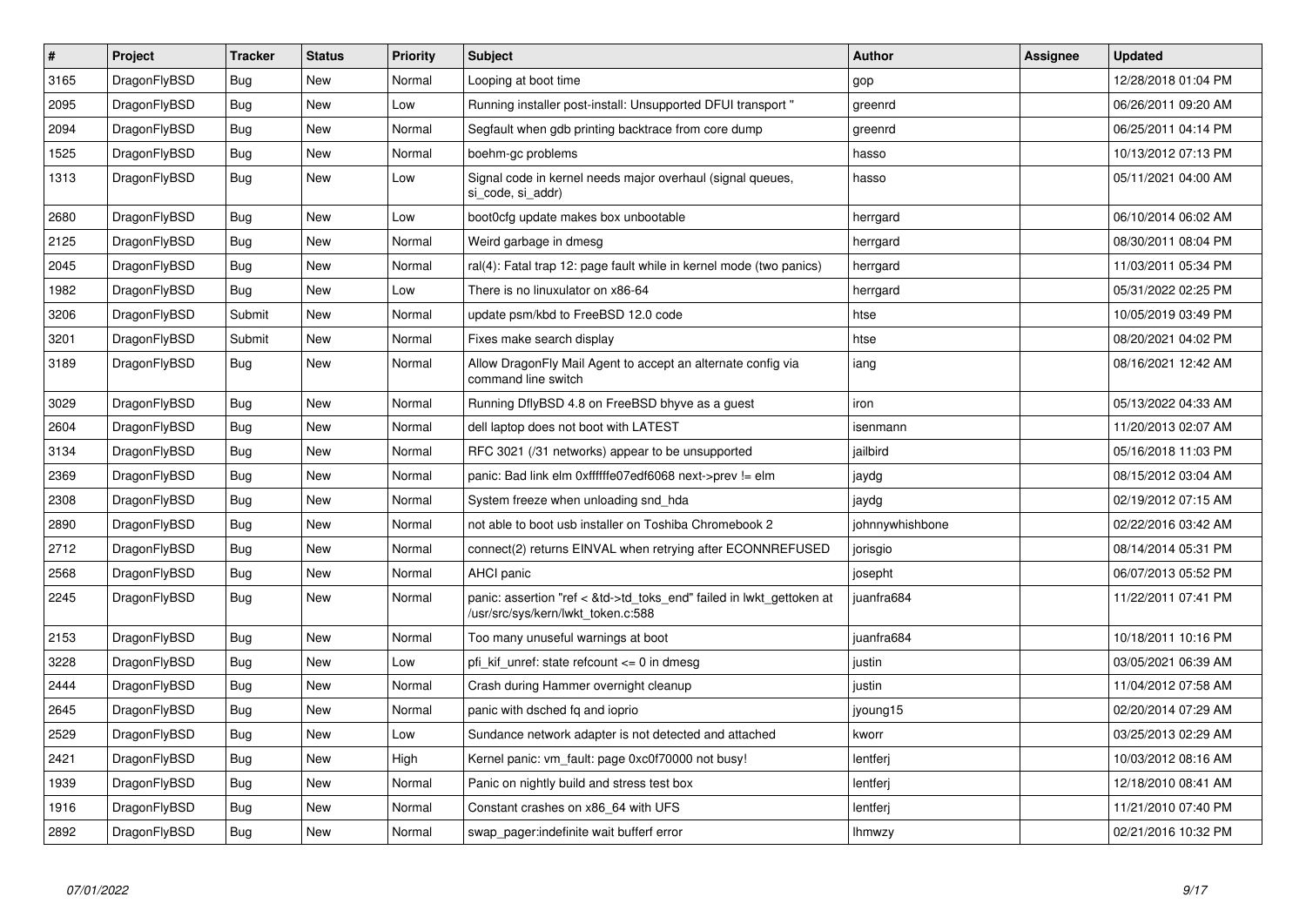| # | Project | Tracker | Status | Priority | Subject | Author | Assignee | Updated |
|---|---|---|---|---|---|---|---|---|
| 3165 | DragonFlyBSD | Bug | New | Normal | Looping at boot time | gop | | 12/28/2018 01:04 PM |
| 2095 | DragonFlyBSD | Bug | New | Low | Running installer post-install: Unsupported DFUI transport " | greenrd | | 06/26/2011 09:20 AM |
| 2094 | DragonFlyBSD | Bug | New | Normal | Segfault when gdb printing backtrace from core dump | greenrd | | 06/25/2011 04:14 PM |
| 1525 | DragonFlyBSD | Bug | New | Normal | boehm-gc problems | hasso | | 10/13/2012 07:13 PM |
| 1313 | DragonFlyBSD | Bug | New | Low | Signal code in kernel needs major overhaul (signal queues, si_code, si_addr) | hasso | | 05/11/2021 04:00 AM |
| 2680 | DragonFlyBSD | Bug | New | Low | boot0cfg update makes box unbootable | herrgard | | 06/10/2014 06:02 AM |
| 2125 | DragonFlyBSD | Bug | New | Normal | Weird garbage in dmesg | herrgard | | 08/30/2011 08:04 PM |
| 2045 | DragonFlyBSD | Bug | New | Normal | ral(4): Fatal trap 12: page fault while in kernel mode (two panics) | herrgard | | 11/03/2011 05:34 PM |
| 1982 | DragonFlyBSD | Bug | New | Low | There is no linuxulator on x86-64 | herrgard | | 05/31/2022 02:25 PM |
| 3206 | DragonFlyBSD | Submit | New | Normal | update psm/kbd to FreeBSD 12.0 code | htse | | 10/05/2019 03:49 PM |
| 3201 | DragonFlyBSD | Submit | New | Normal | Fixes make search display | htse | | 08/20/2021 04:02 PM |
| 3189 | DragonFlyBSD | Bug | New | Normal | Allow DragonFly Mail Agent to accept an alternate config via command line switch | iang | | 08/16/2021 12:42 AM |
| 3029 | DragonFlyBSD | Bug | New | Normal | Running DflyBSD 4.8 on FreeBSD bhyve as a guest | iron | | 05/13/2022 04:33 AM |
| 2604 | DragonFlyBSD | Bug | New | Normal | dell laptop does not boot with LATEST | isenmann | | 11/20/2013 02:07 AM |
| 3134 | DragonFlyBSD | Bug | New | Normal | RFC 3021 (/31 networks) appear to be unsupported | jailbird | | 05/16/2018 11:03 PM |
| 2369 | DragonFlyBSD | Bug | New | Normal | panic: Bad link elm 0xffffffe07edf6068 next->prev != elm | jaydg | | 08/15/2012 03:04 AM |
| 2308 | DragonFlyBSD | Bug | New | Normal | System freeze when unloading snd_hda | jaydg | | 02/19/2012 07:15 AM |
| 2890 | DragonFlyBSD | Bug | New | Normal | not able to boot usb installer on Toshiba Chromebook 2 | johnnywhishbone | | 02/22/2016 03:42 AM |
| 2712 | DragonFlyBSD | Bug | New | Normal | connect(2) returns EINVAL when retrying after ECONNREFUSED | jorisgio | | 08/14/2014 05:31 PM |
| 2568 | DragonFlyBSD | Bug | New | Normal | AHCI panic | josepht | | 06/07/2013 05:52 PM |
| 2245 | DragonFlyBSD | Bug | New | Normal | panic: assertion "ref < &td->td_toks_end" failed in lwkt_gettoken at /usr/src/sys/kern/lwkt_token.c:588 | juanfra684 | | 11/22/2011 07:41 PM |
| 2153 | DragonFlyBSD | Bug | New | Normal | Too many unuseful warnings at boot | juanfra684 | | 10/18/2011 10:16 PM |
| 3228 | DragonFlyBSD | Bug | New | Low | pfi_kif_unref: state refcount <= 0 in dmesg | justin | | 03/05/2021 06:39 AM |
| 2444 | DragonFlyBSD | Bug | New | Normal | Crash during Hammer overnight cleanup | justin | | 11/04/2012 07:58 AM |
| 2645 | DragonFlyBSD | Bug | New | Normal | panic with dsched fq and ioprio | jyoung15 | | 02/20/2014 07:29 AM |
| 2529 | DragonFlyBSD | Bug | New | Low | Sundance network adapter is not detected and attached | kworr | | 03/25/2013 02:29 AM |
| 2421 | DragonFlyBSD | Bug | New | High | Kernel panic: vm_fault: page 0xc0f70000 not busy! | lentferj | | 10/03/2012 08:16 AM |
| 1939 | DragonFlyBSD | Bug | New | Normal | Panic on nightly build and stress test box | lentferj | | 12/18/2010 08:41 AM |
| 1916 | DragonFlyBSD | Bug | New | Normal | Constant crashes on x86_64 with UFS | lentferj | | 11/21/2010 07:40 PM |
| 2892 | DragonFlyBSD | Bug | New | Normal | swap_pager:indefinite wait bufferf error | lhmwzy | | 02/21/2016 10:32 PM |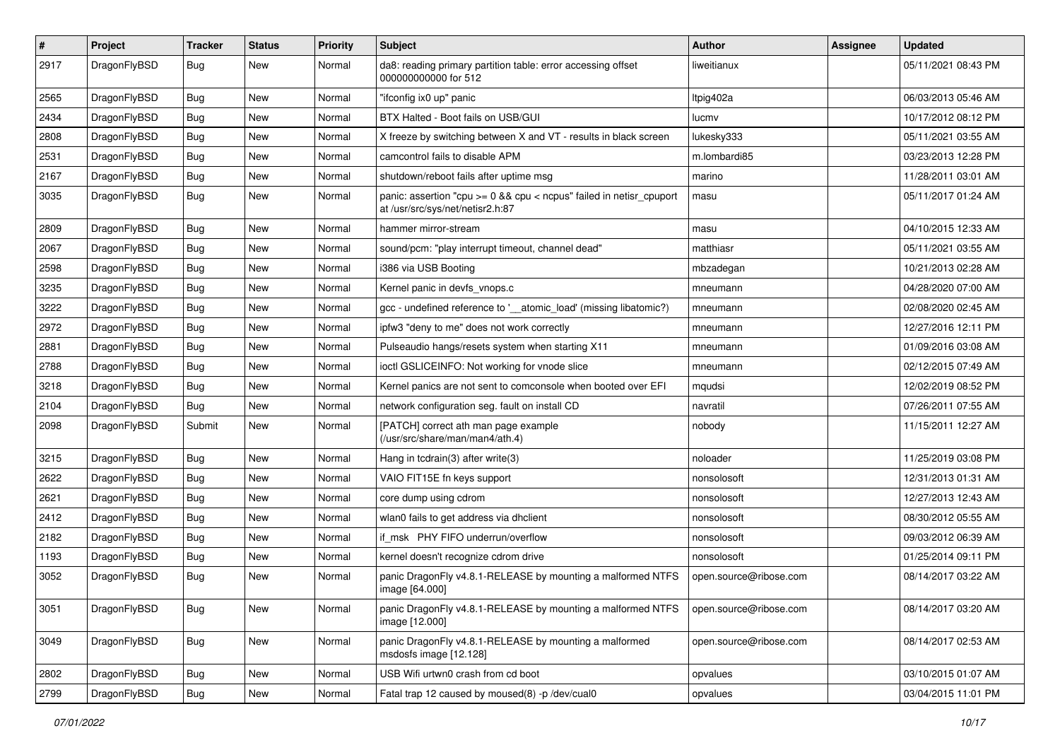| # | Project | Tracker | Status | Priority | Subject | Author | Assignee | Updated |
|---|---|---|---|---|---|---|---|---|
| 2917 | DragonFlyBSD | Bug | New | Normal | da8: reading primary partition table: error accessing offset 000000000000 for 512 | liweitianux | | 05/11/2021 08:43 PM |
| 2565 | DragonFlyBSD | Bug | New | Normal | "ifconfig ix0 up" panic | ltpig402a | | 06/03/2013 05:46 AM |
| 2434 | DragonFlyBSD | Bug | New | Normal | BTX Halted - Boot fails on USB/GUI | lucmv | | 10/17/2012 08:12 PM |
| 2808 | DragonFlyBSD | Bug | New | Normal | X freeze by switching between X and VT - results in black screen | lukesky333 | | 05/11/2021 03:55 AM |
| 2531 | DragonFlyBSD | Bug | New | Normal | camcontrol fails to disable APM | m.lombardi85 | | 03/23/2013 12:28 PM |
| 2167 | DragonFlyBSD | Bug | New | Normal | shutdown/reboot fails after uptime msg | marino | | 11/28/2011 03:01 AM |
| 3035 | DragonFlyBSD | Bug | New | Normal | panic: assertion "cpu >= 0 && cpu < ncpus" failed in netisr_cpuport at /usr/src/sys/net/netisr2.h:87 | masu | | 05/11/2017 01:24 AM |
| 2809 | DragonFlyBSD | Bug | New | Normal | hammer mirror-stream | masu | | 04/10/2015 12:33 AM |
| 2067 | DragonFlyBSD | Bug | New | Normal | sound/pcm: "play interrupt timeout, channel dead" | matthiasr | | 05/11/2021 03:55 AM |
| 2598 | DragonFlyBSD | Bug | New | Normal | i386 via USB Booting | mbzadegan | | 10/21/2013 02:28 AM |
| 3235 | DragonFlyBSD | Bug | New | Normal | Kernel panic in devfs_vnops.c | mneumann | | 04/28/2020 07:00 AM |
| 3222 | DragonFlyBSD | Bug | New | Normal | gcc - undefined reference to '__atomic_load' (missing libatomic?) | mneumann | | 02/08/2020 02:45 AM |
| 2972 | DragonFlyBSD | Bug | New | Normal | ipfw3 "deny to me" does not work correctly | mneumann | | 12/27/2016 12:11 PM |
| 2881 | DragonFlyBSD | Bug | New | Normal | Pulseaudio hangs/resets system when starting X11 | mneumann | | 01/09/2016 03:08 AM |
| 2788 | DragonFlyBSD | Bug | New | Normal | ioctl GSLICEINFO: Not working for vnode slice | mneumann | | 02/12/2015 07:49 AM |
| 3218 | DragonFlyBSD | Bug | New | Normal | Kernel panics are not sent to comconsole when booted over EFI | mqudsi | | 12/02/2019 08:52 PM |
| 2104 | DragonFlyBSD | Bug | New | Normal | network configuration seg. fault on install CD | navratil | | 07/26/2011 07:55 AM |
| 2098 | DragonFlyBSD | Submit | New | Normal | [PATCH] correct ath man page example (/usr/src/share/man/man4/ath.4) | nobody | | 11/15/2011 12:27 AM |
| 3215 | DragonFlyBSD | Bug | New | Normal | Hang in tcdrain(3) after write(3) | noloader | | 11/25/2019 03:08 PM |
| 2622 | DragonFlyBSD | Bug | New | Normal | VAIO FIT15E fn keys support | nonsolosoft | | 12/31/2013 01:31 AM |
| 2621 | DragonFlyBSD | Bug | New | Normal | core dump using cdrom | nonsolosoft | | 12/27/2013 12:43 AM |
| 2412 | DragonFlyBSD | Bug | New | Normal | wlan0 fails to get address via dhclient | nonsolosoft | | 08/30/2012 05:55 AM |
| 2182 | DragonFlyBSD | Bug | New | Normal | if_msk PHY FIFO underrun/overflow | nonsolosoft | | 09/03/2012 06:39 AM |
| 1193 | DragonFlyBSD | Bug | New | Normal | kernel doesn't recognize cdrom drive | nonsolosoft | | 01/25/2014 09:11 PM |
| 3052 | DragonFlyBSD | Bug | New | Normal | panic DragonFly v4.8.1-RELEASE by mounting a malformed NTFS image [64.000] | open.source@ribose.com | | 08/14/2017 03:22 AM |
| 3051 | DragonFlyBSD | Bug | New | Normal | panic DragonFly v4.8.1-RELEASE by mounting a malformed NTFS image [12.000] | open.source@ribose.com | | 08/14/2017 03:20 AM |
| 3049 | DragonFlyBSD | Bug | New | Normal | panic DragonFly v4.8.1-RELEASE by mounting a malformed msdosfs image [12.128] | open.source@ribose.com | | 08/14/2017 02:53 AM |
| 2802 | DragonFlyBSD | Bug | New | Normal | USB Wifi urtwn0 crash from cd boot | opvalues | | 03/10/2015 01:07 AM |
| 2799 | DragonFlyBSD | Bug | New | Normal | Fatal trap 12 caused by moused(8) -p /dev/cual0 | opvalues | | 03/04/2015 11:01 PM |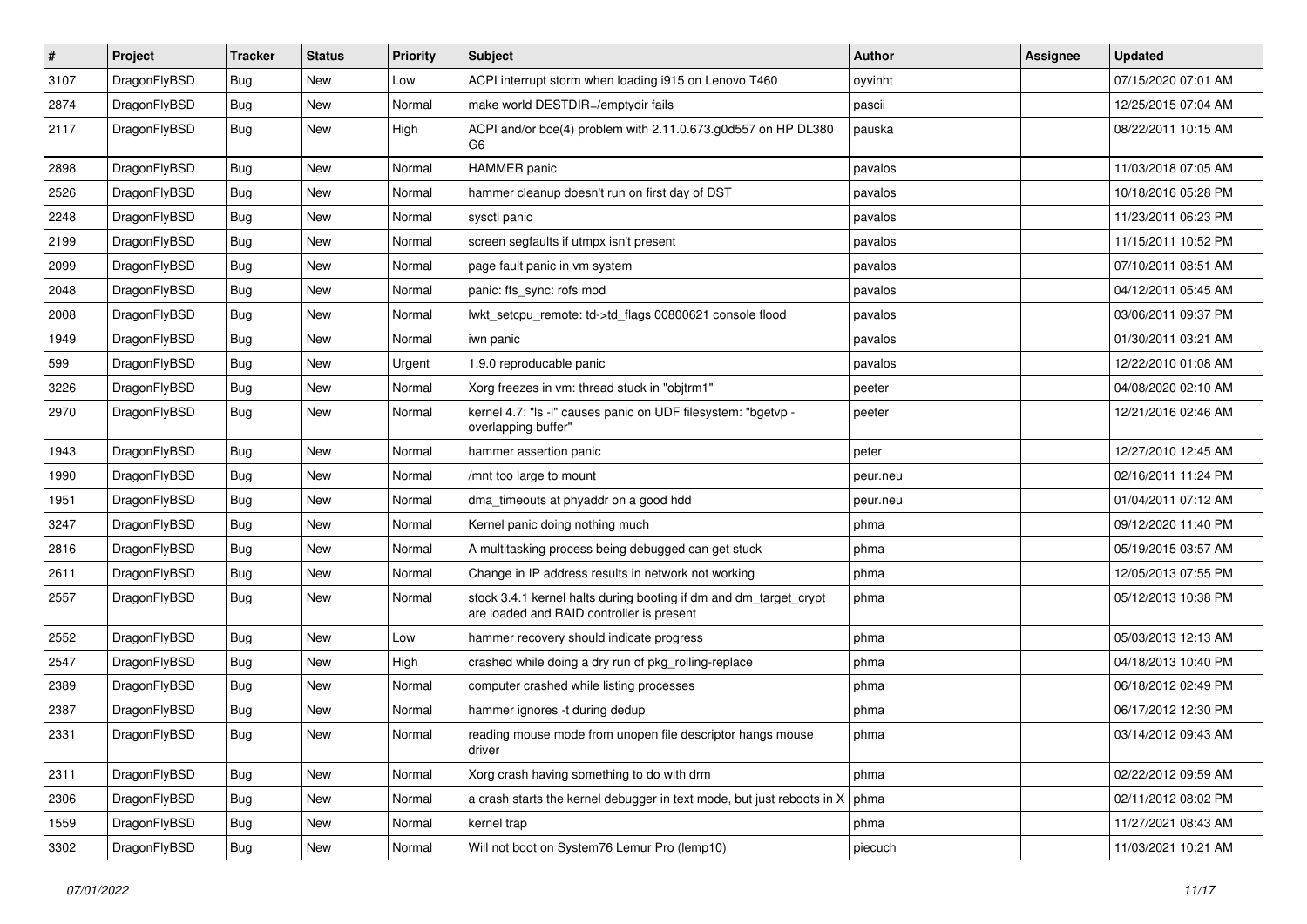| # | Project | Tracker | Status | Priority | Subject | Author | Assignee | Updated |
|---|---|---|---|---|---|---|---|---|
| 3107 | DragonFlyBSD | Bug | New | Low | ACPI interrupt storm when loading i915 on Lenovo T460 | oyvinht | | 07/15/2020 07:01 AM |
| 2874 | DragonFlyBSD | Bug | New | Normal | make world DESTDIR=/emptydir fails | pascii | | 12/25/2015 07:04 AM |
| 2117 | DragonFlyBSD | Bug | New | High | ACPI and/or bce(4) problem with 2.11.0.673.g0d557 on HP DL380 G6 | pauska | | 08/22/2011 10:15 AM |
| 2898 | DragonFlyBSD | Bug | New | Normal | HAMMER panic | pavalos | | 11/03/2018 07:05 AM |
| 2526 | DragonFlyBSD | Bug | New | Normal | hammer cleanup doesn't run on first day of DST | pavalos | | 10/18/2016 05:28 PM |
| 2248 | DragonFlyBSD | Bug | New | Normal | sysctl panic | pavalos | | 11/23/2011 06:23 PM |
| 2199 | DragonFlyBSD | Bug | New | Normal | screen segfaults if utmpx isn't present | pavalos | | 11/15/2011 10:52 PM |
| 2099 | DragonFlyBSD | Bug | New | Normal | page fault panic in vm system | pavalos | | 07/10/2011 08:51 AM |
| 2048 | DragonFlyBSD | Bug | New | Normal | panic: ffs_sync: rofs mod | pavalos | | 04/12/2011 05:45 AM |
| 2008 | DragonFlyBSD | Bug | New | Normal | lwkt_setcpu_remote: td->td_flags 00800621 console flood | pavalos | | 03/06/2011 09:37 PM |
| 1949 | DragonFlyBSD | Bug | New | Normal | iwn panic | pavalos | | 01/30/2011 03:21 AM |
| 599 | DragonFlyBSD | Bug | New | Urgent | 1.9.0 reproducable panic | pavalos | | 12/22/2010 01:08 AM |
| 3226 | DragonFlyBSD | Bug | New | Normal | Xorg freezes in vm: thread stuck in "objtrm1" | peeter | | 04/08/2020 02:10 AM |
| 2970 | DragonFlyBSD | Bug | New | Normal | kernel 4.7: "ls -l" causes panic on UDF filesystem: "bgetvp - overlapping buffer" | peeter | | 12/21/2016 02:46 AM |
| 1943 | DragonFlyBSD | Bug | New | Normal | hammer assertion panic | peter | | 12/27/2010 12:45 AM |
| 1990 | DragonFlyBSD | Bug | New | Normal | /mnt too large to mount | peur.neu | | 02/16/2011 11:24 PM |
| 1951 | DragonFlyBSD | Bug | New | Normal | dma_timeouts at phyaddr on a good hdd | peur.neu | | 01/04/2011 07:12 AM |
| 3247 | DragonFlyBSD | Bug | New | Normal | Kernel panic doing nothing much | phma | | 09/12/2020 11:40 PM |
| 2816 | DragonFlyBSD | Bug | New | Normal | A multitasking process being debugged can get stuck | phma | | 05/19/2015 03:57 AM |
| 2611 | DragonFlyBSD | Bug | New | Normal | Change in IP address results in network not working | phma | | 12/05/2013 07:55 PM |
| 2557 | DragonFlyBSD | Bug | New | Normal | stock 3.4.1 kernel halts during booting if dm and dm_target_crypt are loaded and RAID controller is present | phma | | 05/12/2013 10:38 PM |
| 2552 | DragonFlyBSD | Bug | New | Low | hammer recovery should indicate progress | phma | | 05/03/2013 12:13 AM |
| 2547 | DragonFlyBSD | Bug | New | High | crashed while doing a dry run of pkg_rolling-replace | phma | | 04/18/2013 10:40 PM |
| 2389 | DragonFlyBSD | Bug | New | Normal | computer crashed while listing processes | phma | | 06/18/2012 02:49 PM |
| 2387 | DragonFlyBSD | Bug | New | Normal | hammer ignores -t during dedup | phma | | 06/17/2012 12:30 PM |
| 2331 | DragonFlyBSD | Bug | New | Normal | reading mouse mode from unopen file descriptor hangs mouse driver | phma | | 03/14/2012 09:43 AM |
| 2311 | DragonFlyBSD | Bug | New | Normal | Xorg crash having something to do with drm | phma | | 02/22/2012 09:59 AM |
| 2306 | DragonFlyBSD | Bug | New | Normal | a crash starts the kernel debugger in text mode, but just reboots in X | phma | | 02/11/2012 08:02 PM |
| 1559 | DragonFlyBSD | Bug | New | Normal | kernel trap | phma | | 11/27/2021 08:43 AM |
| 3302 | DragonFlyBSD | Bug | New | Normal | Will not boot on System76 Lemur Pro (lemp10) | piecuch | | 11/03/2021 10:21 AM |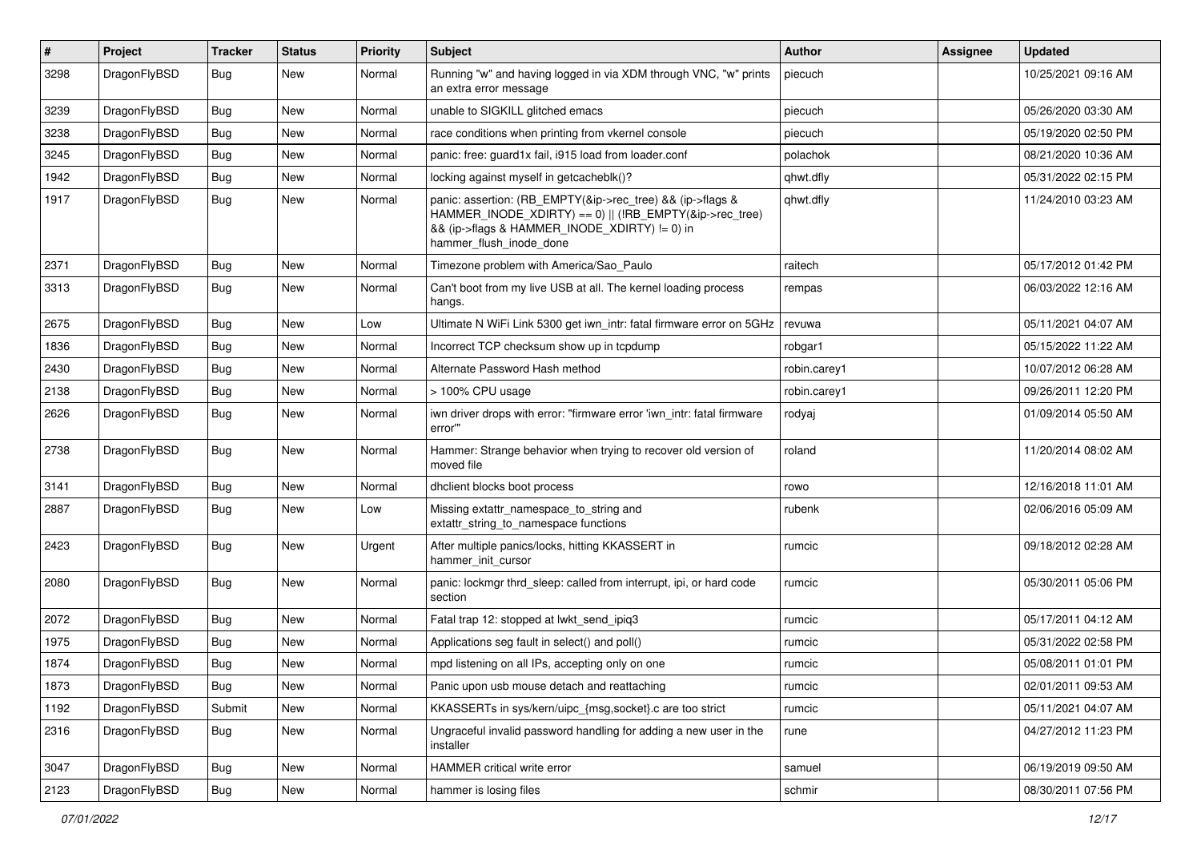| # | Project | Tracker | Status | Priority | Subject | Author | Assignee | Updated |
| --- | --- | --- | --- | --- | --- | --- | --- | --- |
| 3298 | DragonFlyBSD | Bug | New | Normal | Running "w" and having logged in via XDM through VNC, "w" prints an extra error message | piecuch | | 10/25/2021 09:16 AM |
| 3239 | DragonFlyBSD | Bug | New | Normal | unable to SIGKILL glitched emacs | piecuch | | 05/26/2020 03:30 AM |
| 3238 | DragonFlyBSD | Bug | New | Normal | race conditions when printing from vkernel console | piecuch | | 05/19/2020 02:50 PM |
| 3245 | DragonFlyBSD | Bug | New | Normal | panic: free: guard1x fail, i915 load from loader.conf | polachok | | 08/21/2020 10:36 AM |
| 1942 | DragonFlyBSD | Bug | New | Normal | locking against myself in getcacheblk()? | qhwt.dfly | | 05/31/2022 02:15 PM |
| 1917 | DragonFlyBSD | Bug | New | Normal | panic: assertion: (RB_EMPTY(&ip->rec_tree) && (ip->flags & HAMMER_INODE_XDIRTY) == 0) \|\| (!RB_EMPTY(&ip->rec_tree) && (ip->flags & HAMMER_INODE_XDIRTY) != 0) in hammer_flush_inode_done | qhwt.dfly | | 11/24/2010 03:23 AM |
| 2371 | DragonFlyBSD | Bug | New | Normal | Timezone problem with America/Sao_Paulo | raitech | | 05/17/2012 01:42 PM |
| 3313 | DragonFlyBSD | Bug | New | Normal | Can't boot from my live USB at all. The kernel loading process hangs. | rempas | | 06/03/2022 12:16 AM |
| 2675 | DragonFlyBSD | Bug | New | Low | Ultimate N WiFi Link 5300 get iwn_intr: fatal firmware error on 5GHz | revuwa | | 05/11/2021 04:07 AM |
| 1836 | DragonFlyBSD | Bug | New | Normal | Incorrect TCP checksum show up in tcpdump | robgar1 | | 05/15/2022 11:22 AM |
| 2430 | DragonFlyBSD | Bug | New | Normal | Alternate Password Hash method | robin.carey1 | | 10/07/2012 06:28 AM |
| 2138 | DragonFlyBSD | Bug | New | Normal | > 100% CPU usage | robin.carey1 | | 09/26/2011 12:20 PM |
| 2626 | DragonFlyBSD | Bug | New | Normal | iwn driver drops with error: "firmware error 'iwn_intr: fatal firmware error'" | rodyaj | | 01/09/2014 05:50 AM |
| 2738 | DragonFlyBSD | Bug | New | Normal | Hammer: Strange behavior when trying to recover old version of moved file | roland | | 11/20/2014 08:02 AM |
| 3141 | DragonFlyBSD | Bug | New | Normal | dhclient blocks boot process | rowo | | 12/16/2018 11:01 AM |
| 2887 | DragonFlyBSD | Bug | New | Low | Missing extattr_namespace_to_string and extattr_string_to_namespace functions | rubenk | | 02/06/2016 05:09 AM |
| 2423 | DragonFlyBSD | Bug | New | Urgent | After multiple panics/locks, hitting KKASSERT in hammer_init_cursor | rumcic | | 09/18/2012 02:28 AM |
| 2080 | DragonFlyBSD | Bug | New | Normal | panic: lockmgr thrd_sleep: called from interrupt, ipi, or hard code section | rumcic | | 05/30/2011 05:06 PM |
| 2072 | DragonFlyBSD | Bug | New | Normal | Fatal trap 12: stopped at lwkt_send_ipiq3 | rumcic | | 05/17/2011 04:12 AM |
| 1975 | DragonFlyBSD | Bug | New | Normal | Applications seg fault in select() and poll() | rumcic | | 05/31/2022 02:58 PM |
| 1874 | DragonFlyBSD | Bug | New | Normal | mpd listening on all IPs, accepting only on one | rumcic | | 05/08/2011 01:01 PM |
| 1873 | DragonFlyBSD | Bug | New | Normal | Panic upon usb mouse detach and reattaching | rumcic | | 02/01/2011 09:53 AM |
| 1192 | DragonFlyBSD | Submit | New | Normal | KKASSERTs in sys/kern/uipc_{msg,socket}.c are too strict | rumcic | | 05/11/2021 04:07 AM |
| 2316 | DragonFlyBSD | Bug | New | Normal | Ungraceful invalid password handling for adding a new user in the installer | rune | | 04/27/2012 11:23 PM |
| 3047 | DragonFlyBSD | Bug | New | Normal | HAMMER critical write error | samuel | | 06/19/2019 09:50 AM |
| 2123 | DragonFlyBSD | Bug | New | Normal | hammer is losing files | schmir | | 08/30/2011 07:56 PM |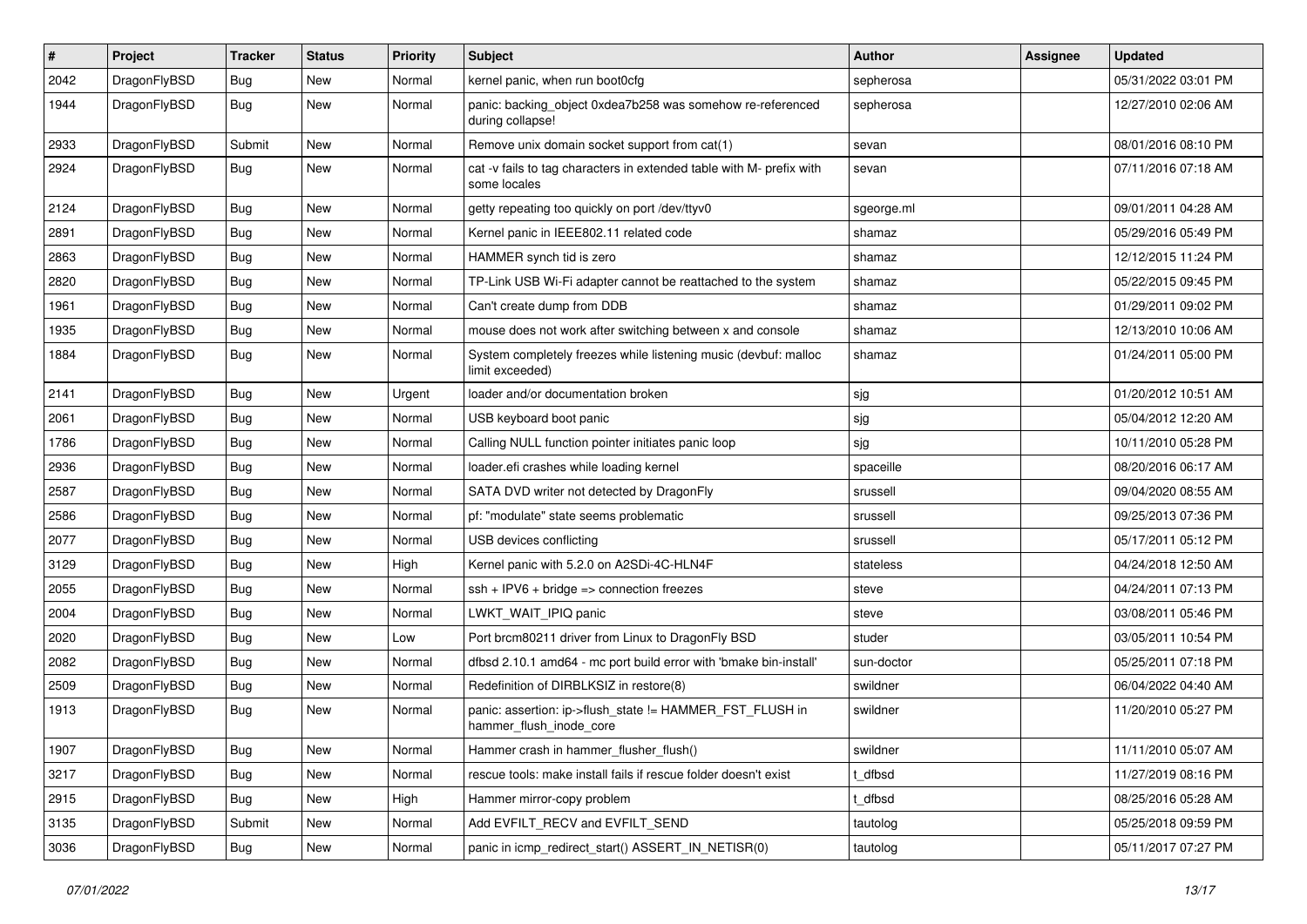| # | Project | Tracker | Status | Priority | Subject | Author | Assignee | Updated |
|---|---|---|---|---|---|---|---|---|
| 2042 | DragonFlyBSD | Bug | New | Normal | kernel panic, when run boot0cfg | sepherosa | | 05/31/2022 03:01 PM |
| 1944 | DragonFlyBSD | Bug | New | Normal | panic: backing_object 0xdea7b258 was somehow re-referenced during collapse! | sepherosa | | 12/27/2010 02:06 AM |
| 2933 | DragonFlyBSD | Submit | New | Normal | Remove unix domain socket support from cat(1) | sevan | | 08/01/2016 08:10 PM |
| 2924 | DragonFlyBSD | Bug | New | Normal | cat -v fails to tag characters in extended table with M- prefix with some locales | sevan | | 07/11/2016 07:18 AM |
| 2124 | DragonFlyBSD | Bug | New | Normal | getty repeating too quickly on port /dev/ttyv0 | sgeorge.ml | | 09/01/2011 04:28 AM |
| 2891 | DragonFlyBSD | Bug | New | Normal | Kernel panic in IEEE802.11 related code | shamaz | | 05/29/2016 05:49 PM |
| 2863 | DragonFlyBSD | Bug | New | Normal | HAMMER synch tid is zero | shamaz | | 12/12/2015 11:24 PM |
| 2820 | DragonFlyBSD | Bug | New | Normal | TP-Link USB Wi-Fi adapter cannot be reattached to the system | shamaz | | 05/22/2015 09:45 PM |
| 1961 | DragonFlyBSD | Bug | New | Normal | Can't create dump from DDB | shamaz | | 01/29/2011 09:02 PM |
| 1935 | DragonFlyBSD | Bug | New | Normal | mouse does not work after switching between x and console | shamaz | | 12/13/2010 10:06 AM |
| 1884 | DragonFlyBSD | Bug | New | Normal | System completely freezes while listening music (devbuf: malloc limit exceeded) | shamaz | | 01/24/2011 05:00 PM |
| 2141 | DragonFlyBSD | Bug | New | Urgent | loader and/or documentation broken | sjg | | 01/20/2012 10:51 AM |
| 2061 | DragonFlyBSD | Bug | New | Normal | USB keyboard boot panic | sjg | | 05/04/2012 12:20 AM |
| 1786 | DragonFlyBSD | Bug | New | Normal | Calling NULL function pointer initiates panic loop | sjg | | 10/11/2010 05:28 PM |
| 2936 | DragonFlyBSD | Bug | New | Normal | loader.efi crashes while loading kernel | spaceille | | 08/20/2016 06:17 AM |
| 2587 | DragonFlyBSD | Bug | New | Normal | SATA DVD writer not detected by DragonFly | srussell | | 09/04/2020 08:55 AM |
| 2586 | DragonFlyBSD | Bug | New | Normal | pf: "modulate" state seems problematic | srussell | | 09/25/2013 07:36 PM |
| 2077 | DragonFlyBSD | Bug | New | Normal | USB devices conflicting | srussell | | 05/17/2011 05:12 PM |
| 3129 | DragonFlyBSD | Bug | New | High | Kernel panic with 5.2.0 on A2SDi-4C-HLN4F | stateless | | 04/24/2018 12:50 AM |
| 2055 | DragonFlyBSD | Bug | New | Normal | ssh + IPV6 + bridge => connection freezes | steve | | 04/24/2011 07:13 PM |
| 2004 | DragonFlyBSD | Bug | New | Normal | LWKT_WAIT_IPIQ panic | steve | | 03/08/2011 05:46 PM |
| 2020 | DragonFlyBSD | Bug | New | Low | Port brcm80211 driver from Linux to DragonFly BSD | studer | | 03/05/2011 10:54 PM |
| 2082 | DragonFlyBSD | Bug | New | Normal | dfbsd 2.10.1 amd64 - mc port build error with 'bmake bin-install' | sun-doctor | | 05/25/2011 07:18 PM |
| 2509 | DragonFlyBSD | Bug | New | Normal | Redefinition of DIRBLKSIZ in restore(8) | swildner | | 06/04/2022 04:40 AM |
| 1913 | DragonFlyBSD | Bug | New | Normal | panic: assertion: ip->flush_state != HAMMER_FST_FLUSH in hammer_flush_inode_core | swildner | | 11/20/2010 05:27 PM |
| 1907 | DragonFlyBSD | Bug | New | Normal | Hammer crash in hammer_flusher_flush() | swildner | | 11/11/2010 05:07 AM |
| 3217 | DragonFlyBSD | Bug | New | Normal | rescue tools: make install fails if rescue folder doesn't exist | t_dfbsd | | 11/27/2019 08:16 PM |
| 2915 | DragonFlyBSD | Bug | New | High | Hammer mirror-copy problem | t_dfbsd | | 08/25/2016 05:28 AM |
| 3135 | DragonFlyBSD | Submit | New | Normal | Add EVFILT_RECV and EVFILT_SEND | tautolog | | 05/25/2018 09:59 PM |
| 3036 | DragonFlyBSD | Bug | New | Normal | panic in icmp_redirect_start() ASSERT_IN_NETISR(0) | tautolog | | 05/11/2017 07:27 PM |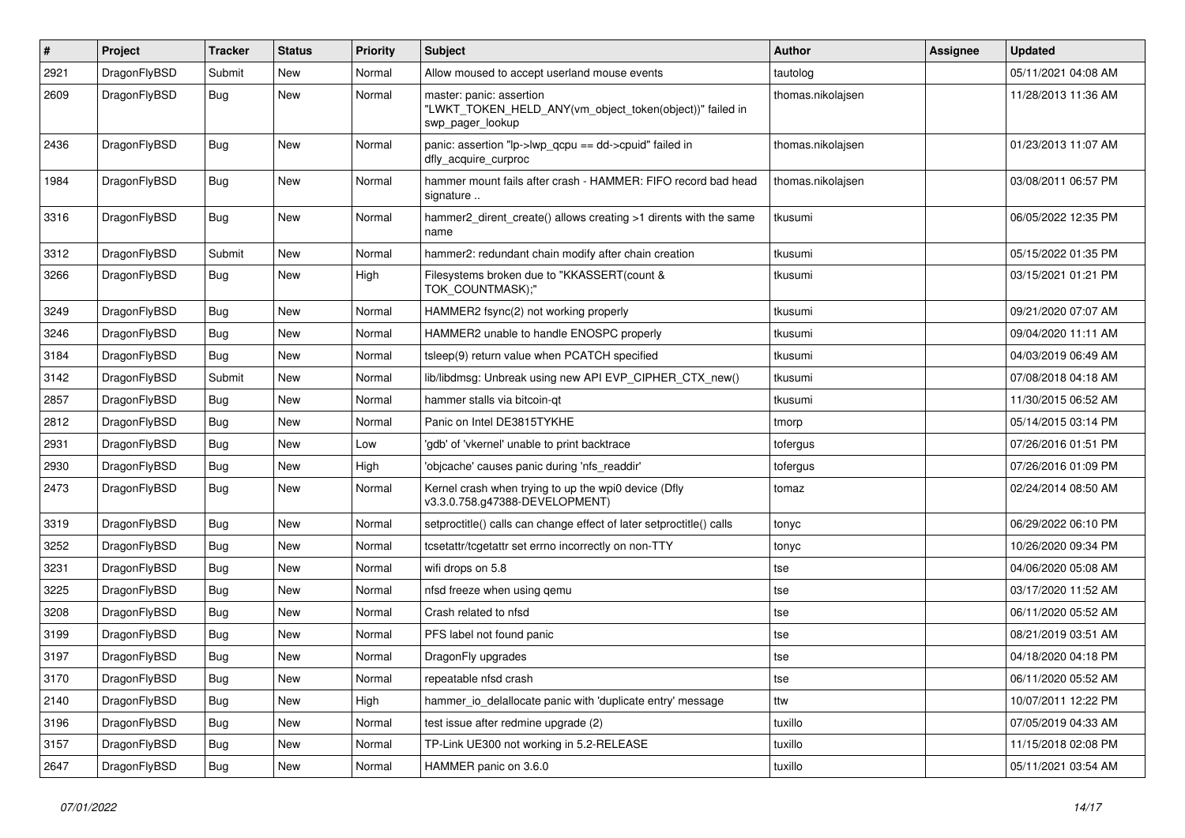| # | Project | Tracker | Status | Priority | Subject | Author | Assignee | Updated |
|---|---|---|---|---|---|---|---|---|
| 2921 | DragonFlyBSD | Submit | New | Normal | Allow moused to accept userland mouse events | tautolog | | 05/11/2021 04:08 AM |
| 2609 | DragonFlyBSD | Bug | New | Normal | master: panic: assertion "LWKT_TOKEN_HELD_ANY(vm_object_token(object))" failed in swp_pager_lookup | thomas.nikolajsen | | 11/28/2013 11:36 AM |
| 2436 | DragonFlyBSD | Bug | New | Normal | panic: assertion "lp->lwp_qcpu == dd->cpuid" failed in dfly_acquire_curproc | thomas.nikolajsen | | 01/23/2013 11:07 AM |
| 1984 | DragonFlyBSD | Bug | New | Normal | hammer mount fails after crash - HAMMER: FIFO record bad head signature .. | thomas.nikolajsen | | 03/08/2011 06:57 PM |
| 3316 | DragonFlyBSD | Bug | New | Normal | hammer2_dirent_create() allows creating >1 dirents with the same name | tkusumi | | 06/05/2022 12:35 PM |
| 3312 | DragonFlyBSD | Submit | New | Normal | hammer2: redundant chain modify after chain creation | tkusumi | | 05/15/2022 01:35 PM |
| 3266 | DragonFlyBSD | Bug | New | High | Filesystems broken due to "KKASSERT(count & TOK_COUNTMASK);" | tkusumi | | 03/15/2021 01:21 PM |
| 3249 | DragonFlyBSD | Bug | New | Normal | HAMMER2 fsync(2) not working properly | tkusumi | | 09/21/2020 07:07 AM |
| 3246 | DragonFlyBSD | Bug | New | Normal | HAMMER2 unable to handle ENOSPC properly | tkusumi | | 09/04/2020 11:11 AM |
| 3184 | DragonFlyBSD | Bug | New | Normal | tsleep(9) return value when PCATCH specified | tkusumi | | 04/03/2019 06:49 AM |
| 3142 | DragonFlyBSD | Submit | New | Normal | lib/libdmsg: Unbreak using new API EVP_CIPHER_CTX_new() | tkusumi | | 07/08/2018 04:18 AM |
| 2857 | DragonFlyBSD | Bug | New | Normal | hammer stalls via bitcoin-qt | tkusumi | | 11/30/2015 06:52 AM |
| 2812 | DragonFlyBSD | Bug | New | Normal | Panic on Intel DE3815TYKHE | tmorp | | 05/14/2015 03:14 PM |
| 2931 | DragonFlyBSD | Bug | New | Low | 'gdb' of 'vkernel' unable to print backtrace | tofergus | | 07/26/2016 01:51 PM |
| 2930 | DragonFlyBSD | Bug | New | High | 'objcache' causes panic during 'nfs_readdir' | tofergus | | 07/26/2016 01:09 PM |
| 2473 | DragonFlyBSD | Bug | New | Normal | Kernel crash when trying to up the wpi0 device (Dfly v3.3.0.758.g47388-DEVELOPMENT) | tomaz | | 02/24/2014 08:50 AM |
| 3319 | DragonFlyBSD | Bug | New | Normal | setproctitle() calls can change effect of later setproctitle() calls | tonyc | | 06/29/2022 06:10 PM |
| 3252 | DragonFlyBSD | Bug | New | Normal | tcsetattr/tcgetattr set errno incorrectly on non-TTY | tonyc | | 10/26/2020 09:34 PM |
| 3231 | DragonFlyBSD | Bug | New | Normal | wifi drops on 5.8 | tse | | 04/06/2020 05:08 AM |
| 3225 | DragonFlyBSD | Bug | New | Normal | nfsd freeze when using qemu | tse | | 03/17/2020 11:52 AM |
| 3208 | DragonFlyBSD | Bug | New | Normal | Crash related to nfsd | tse | | 06/11/2020 05:52 AM |
| 3199 | DragonFlyBSD | Bug | New | Normal | PFS label not found panic | tse | | 08/21/2019 03:51 AM |
| 3197 | DragonFlyBSD | Bug | New | Normal | DragonFly upgrades | tse | | 04/18/2020 04:18 PM |
| 3170 | DragonFlyBSD | Bug | New | Normal | repeatable nfsd crash | tse | | 06/11/2020 05:52 AM |
| 2140 | DragonFlyBSD | Bug | New | High | hammer_io_delallocate panic with 'duplicate entry' message | ttw | | 10/07/2011 12:22 PM |
| 3196 | DragonFlyBSD | Bug | New | Normal | test issue after redmine upgrade (2) | tuxillo | | 07/05/2019 04:33 AM |
| 3157 | DragonFlyBSD | Bug | New | Normal | TP-Link UE300 not working in 5.2-RELEASE | tuxillo | | 11/15/2018 02:08 PM |
| 2647 | DragonFlyBSD | Bug | New | Normal | HAMMER panic on 3.6.0 | tuxillo | | 05/11/2021 03:54 AM |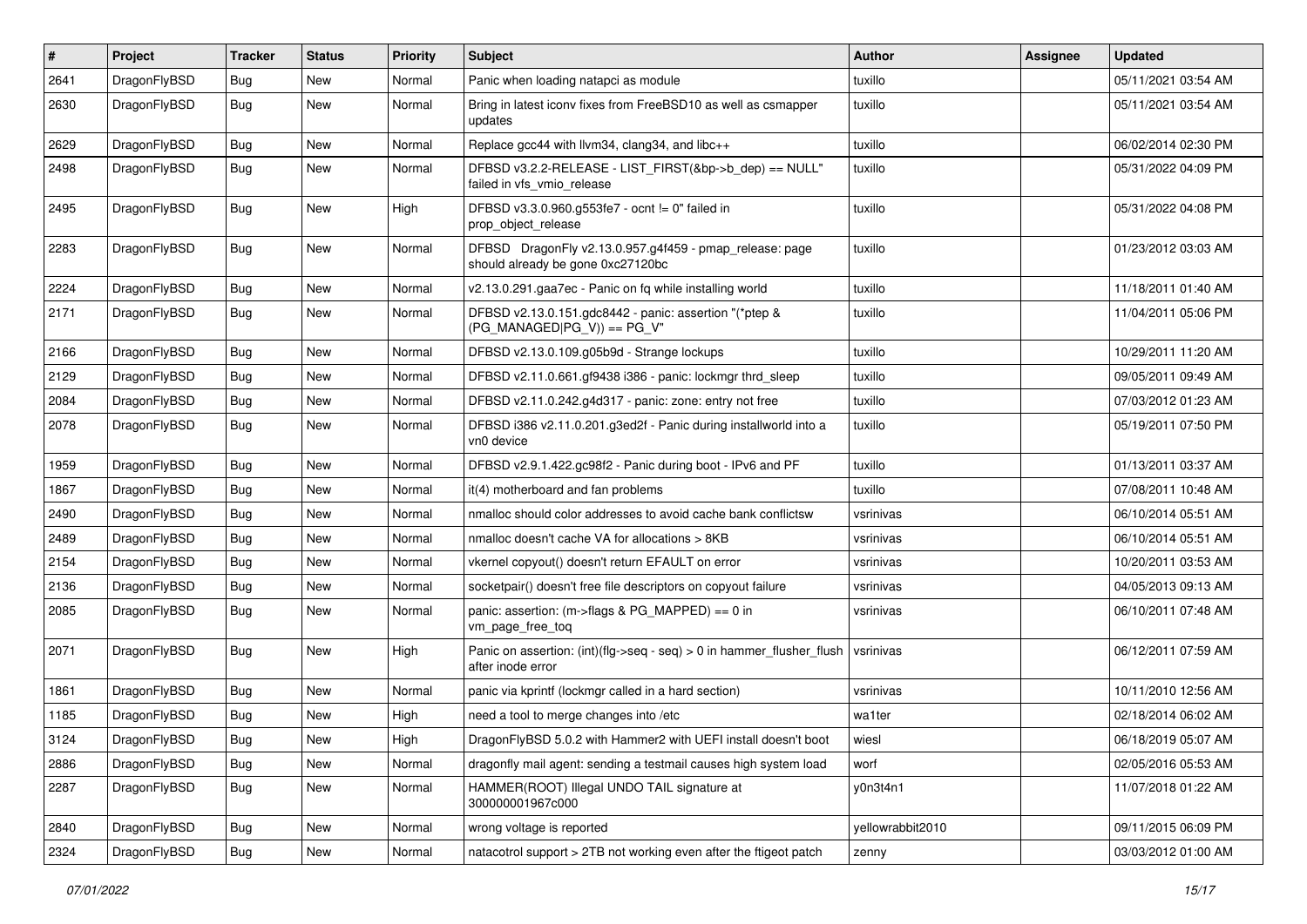| # | Project | Tracker | Status | Priority | Subject | Author | Assignee | Updated |
|---|---|---|---|---|---|---|---|---|
| 2641 | DragonFlyBSD | Bug | New | Normal | Panic when loading natapci as module | tuxillo | | 05/11/2021 03:54 AM |
| 2630 | DragonFlyBSD | Bug | New | Normal | Bring in latest iconv fixes from FreeBSD10 as well as csmapper updates | tuxillo | | 05/11/2021 03:54 AM |
| 2629 | DragonFlyBSD | Bug | New | Normal | Replace gcc44 with llvm34, clang34, and libc++ | tuxillo | | 06/02/2014 02:30 PM |
| 2498 | DragonFlyBSD | Bug | New | Normal | DFBSD v3.2.2-RELEASE - LIST_FIRST(&bp->b_dep) == NULL" failed in vfs_vmio_release | tuxillo | | 05/31/2022 04:09 PM |
| 2495 | DragonFlyBSD | Bug | New | High | DFBSD v3.3.0.960.g553fe7 - ocnt != 0" failed in prop_object_release | tuxillo | | 05/31/2022 04:08 PM |
| 2283 | DragonFlyBSD | Bug | New | Normal | DFBSD DragonFly v2.13.0.957.g4f459 - pmap_release: page should already be gone 0xc27120bc | tuxillo | | 01/23/2012 03:03 AM |
| 2224 | DragonFlyBSD | Bug | New | Normal | v2.13.0.291.gaa7ec - Panic on fq while installing world | tuxillo | | 11/18/2011 01:40 AM |
| 2171 | DragonFlyBSD | Bug | New | Normal | DFBSD v2.13.0.151.gdc8442 - panic: assertion "(*ptep & (PG_MANAGED\|PG_V)) == PG_V" | tuxillo | | 11/04/2011 05:06 PM |
| 2166 | DragonFlyBSD | Bug | New | Normal | DFBSD v2.13.0.109.g05b9d - Strange lockups | tuxillo | | 10/29/2011 11:20 AM |
| 2129 | DragonFlyBSD | Bug | New | Normal | DFBSD v2.11.0.661.gf9438 i386 - panic: lockmgr thrd_sleep | tuxillo | | 09/05/2011 09:49 AM |
| 2084 | DragonFlyBSD | Bug | New | Normal | DFBSD v2.11.0.242.g4d317 - panic: zone: entry not free | tuxillo | | 07/03/2012 01:23 AM |
| 2078 | DragonFlyBSD | Bug | New | Normal | DFBSD i386 v2.11.0.201.g3ed2f - Panic during installworld into a vn0 device | tuxillo | | 05/19/2011 07:50 PM |
| 1959 | DragonFlyBSD | Bug | New | Normal | DFBSD v2.9.1.422.gc98f2 - Panic during boot - IPv6 and PF | tuxillo | | 01/13/2011 03:37 AM |
| 1867 | DragonFlyBSD | Bug | New | Normal | it(4) motherboard and fan problems | tuxillo | | 07/08/2011 10:48 AM |
| 2490 | DragonFlyBSD | Bug | New | Normal | nmalloc should color addresses to avoid cache bank conflictsw | vsrinivas | | 06/10/2014 05:51 AM |
| 2489 | DragonFlyBSD | Bug | New | Normal | nmalloc doesn't cache VA for allocations > 8KB | vsrinivas | | 06/10/2014 05:51 AM |
| 2154 | DragonFlyBSD | Bug | New | Normal | vkernel copyout() doesn't return EFAULT on error | vsrinivas | | 10/20/2011 03:53 AM |
| 2136 | DragonFlyBSD | Bug | New | Normal | socketpair() doesn't free file descriptors on copyout failure | vsrinivas | | 04/05/2013 09:13 AM |
| 2085 | DragonFlyBSD | Bug | New | Normal | panic: assertion: (m->flags & PG_MAPPED) == 0 in vm_page_free_toq | vsrinivas | | 06/10/2011 07:48 AM |
| 2071 | DragonFlyBSD | Bug | New | High | Panic on assertion: (int)(flg->seq - seq) > 0 in hammer_flusher_flush after inode error | vsrinivas | | 06/12/2011 07:59 AM |
| 1861 | DragonFlyBSD | Bug | New | Normal | panic via kprintf (lockmgr called in a hard section) | vsrinivas | | 10/11/2010 12:56 AM |
| 1185 | DragonFlyBSD | Bug | New | High | need a tool to merge changes into /etc | wa1ter | | 02/18/2014 06:02 AM |
| 3124 | DragonFlyBSD | Bug | New | High | DragonFlyBSD 5.0.2 with Hammer2 with UEFI install doesn't boot | wiesl | | 06/18/2019 05:07 AM |
| 2886 | DragonFlyBSD | Bug | New | Normal | dragonfly mail agent: sending a testmail causes high system load | worf | | 02/05/2016 05:53 AM |
| 2287 | DragonFlyBSD | Bug | New | Normal | HAMMER(ROOT) Illegal UNDO TAIL signature at 300000001967c000 | y0n3t4n1 | | 11/07/2018 01:22 AM |
| 2840 | DragonFlyBSD | Bug | New | Normal | wrong voltage is reported | yellowrabbit2010 | | 09/11/2015 06:09 PM |
| 2324 | DragonFlyBSD | Bug | New | Normal | natacotrol support > 2TB not working even after the ftigeot patch | zenny | | 03/03/2012 01:00 AM |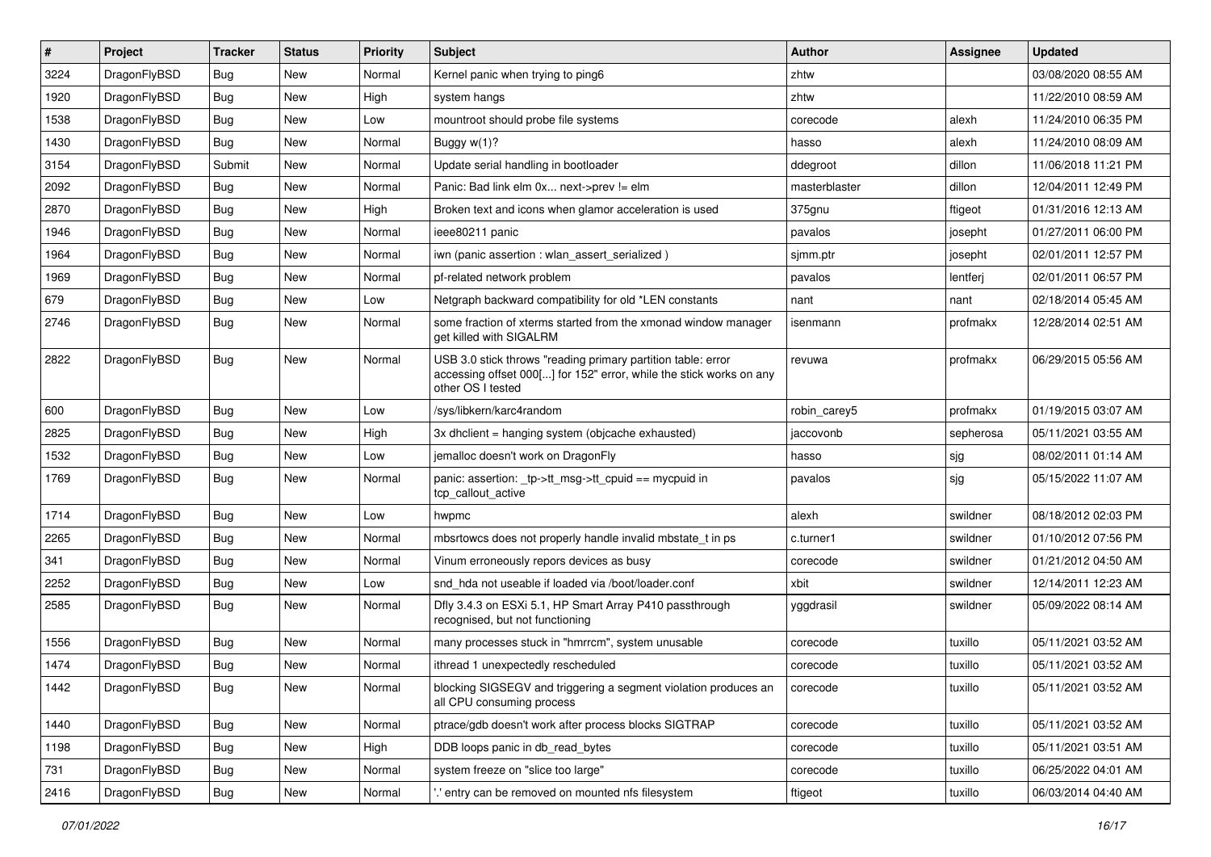| # | Project | Tracker | Status | Priority | Subject | Author | Assignee | Updated |
|---|---|---|---|---|---|---|---|---|
| 3224 | DragonFlyBSD | Bug | New | Normal | Kernel panic when trying to ping6 | zhtw | | 03/08/2020 08:55 AM |
| 1920 | DragonFlyBSD | Bug | New | High | system hangs | zhtw | | 11/22/2010 08:59 AM |
| 1538 | DragonFlyBSD | Bug | New | Low | mountroot should probe file systems | corecode | alexh | 11/24/2010 06:35 PM |
| 1430 | DragonFlyBSD | Bug | New | Normal | Buggy w(1)? | hasso | alexh | 11/24/2010 08:09 AM |
| 3154 | DragonFlyBSD | Submit | New | Normal | Update serial handling in bootloader | ddegroot | dillon | 11/06/2018 11:21 PM |
| 2092 | DragonFlyBSD | Bug | New | Normal | Panic: Bad link elm 0x... next->prev != elm | masterblaster | dillon | 12/04/2011 12:49 PM |
| 2870 | DragonFlyBSD | Bug | New | High | Broken text and icons when glamor acceleration is used | 375gnu | ftigeot | 01/31/2016 12:13 AM |
| 1946 | DragonFlyBSD | Bug | New | Normal | ieee80211 panic | pavalos | josepht | 01/27/2011 06:00 PM |
| 1964 | DragonFlyBSD | Bug | New | Normal | iwn (panic assertion : wlan_assert_serialized ) | sjmm.ptr | josepht | 02/01/2011 12:57 PM |
| 1969 | DragonFlyBSD | Bug | New | Normal | pf-related network problem | pavalos | lentferj | 02/01/2011 06:57 PM |
| 679 | DragonFlyBSD | Bug | New | Low | Netgraph backward compatibility for old *LEN constants | nant | nant | 02/18/2014 05:45 AM |
| 2746 | DragonFlyBSD | Bug | New | Normal | some fraction of xterms started from the xmonad window manager get killed with SIGALRM | isenmann | profmakx | 12/28/2014 02:51 AM |
| 2822 | DragonFlyBSD | Bug | New | Normal | USB 3.0 stick throws "reading primary partition table: error accessing offset 000[...] for 152" error, while the stick works on any other OS I tested | revuwa | profmakx | 06/29/2015 05:56 AM |
| 600 | DragonFlyBSD | Bug | New | Low | /sys/libkern/karc4random | robin_carey5 | profmakx | 01/19/2015 03:07 AM |
| 2825 | DragonFlyBSD | Bug | New | High | 3x dhclient = hanging system (objcache exhausted) | jaccovonb | sepherosa | 05/11/2021 03:55 AM |
| 1532 | DragonFlyBSD | Bug | New | Low | jemalloc doesn't work on DragonFly | hasso | sjg | 08/02/2011 01:14 AM |
| 1769 | DragonFlyBSD | Bug | New | Normal | panic: assertion: _tp->tt_msg->tt_cpuid == mycpuid in tcp_callout_active | pavalos | sjg | 05/15/2022 11:07 AM |
| 1714 | DragonFlyBSD | Bug | New | Low | hwpmc | alexh | swildner | 08/18/2012 02:03 PM |
| 2265 | DragonFlyBSD | Bug | New | Normal | mbsrtowcs does not properly handle invalid mbstate_t in ps | c.turner1 | swildner | 01/10/2012 07:56 PM |
| 341 | DragonFlyBSD | Bug | New | Normal | Vinum erroneously repors devices as busy | corecode | swildner | 01/21/2012 04:50 AM |
| 2252 | DragonFlyBSD | Bug | New | Low | snd_hda not useable if loaded via /boot/loader.conf | xbit | swildner | 12/14/2011 12:23 AM |
| 2585 | DragonFlyBSD | Bug | New | Normal | Dfly 3.4.3 on ESXi 5.1, HP Smart Array P410 passthrough recognised, but not functioning | yggdrasil | swildner | 05/09/2022 08:14 AM |
| 1556 | DragonFlyBSD | Bug | New | Normal | many processes stuck in "hmrrcm", system unusable | corecode | tuxillo | 05/11/2021 03:52 AM |
| 1474 | DragonFlyBSD | Bug | New | Normal | ithread 1 unexpectedly rescheduled | corecode | tuxillo | 05/11/2021 03:52 AM |
| 1442 | DragonFlyBSD | Bug | New | Normal | blocking SIGSEGV and triggering a segment violation produces an all CPU consuming process | corecode | tuxillo | 05/11/2021 03:52 AM |
| 1440 | DragonFlyBSD | Bug | New | Normal | ptrace/gdb doesn't work after process blocks SIGTRAP | corecode | tuxillo | 05/11/2021 03:52 AM |
| 1198 | DragonFlyBSD | Bug | New | High | DDB loops panic in db_read_bytes | corecode | tuxillo | 05/11/2021 03:51 AM |
| 731 | DragonFlyBSD | Bug | New | Normal | system freeze on "slice too large" | corecode | tuxillo | 06/25/2022 04:01 AM |
| 2416 | DragonFlyBSD | Bug | New | Normal | '.' entry can be removed on mounted nfs filesystem | ftigeot | tuxillo | 06/03/2014 04:40 AM |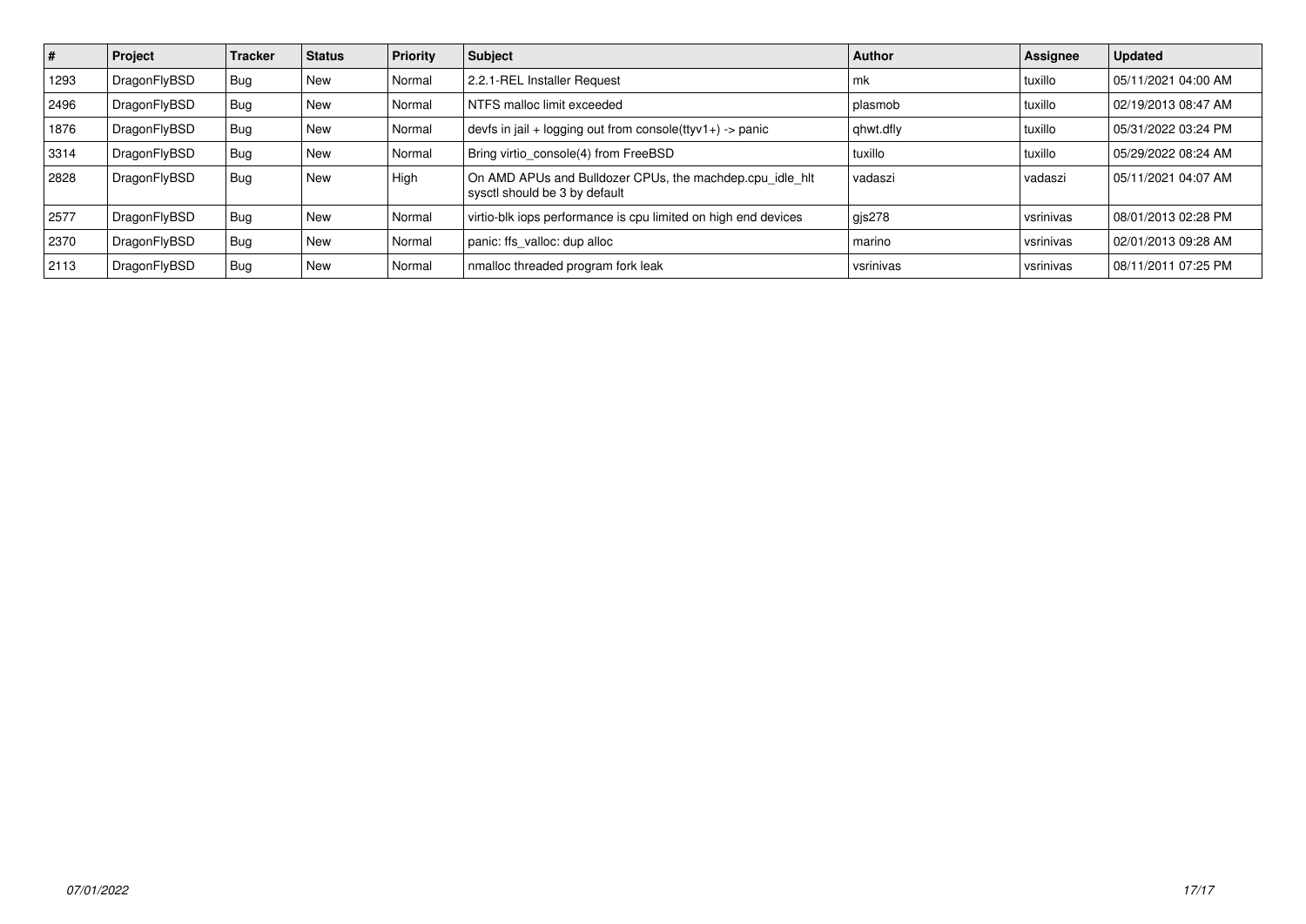| # | Project | Tracker | Status | Priority | Subject | Author | Assignee | Updated |
|---|---|---|---|---|---|---|---|---|
| 1293 | DragonFlyBSD | Bug | New | Normal | 2.2.1-REL Installer Request | mk | tuxillo | 05/11/2021 04:00 AM |
| 2496 | DragonFlyBSD | Bug | New | Normal | NTFS malloc limit exceeded | plasmob | tuxillo | 02/19/2013 08:47 AM |
| 1876 | DragonFlyBSD | Bug | New | Normal | devfs in jail + logging out from console(ttyv1+) -> panic | qhwt.dfly | tuxillo | 05/31/2022 03:24 PM |
| 3314 | DragonFlyBSD | Bug | New | Normal | Bring virtio_console(4) from FreeBSD | tuxillo | tuxillo | 05/29/2022 08:24 AM |
| 2828 | DragonFlyBSD | Bug | New | High | On AMD APUs and Bulldozer CPUs, the machdep.cpu_idle_hlt sysctl should be 3 by default | vadaszi | vadaszi | 05/11/2021 04:07 AM |
| 2577 | DragonFlyBSD | Bug | New | Normal | virtio-blk iops performance is cpu limited on high end devices | gjs278 | vsrinivas | 08/01/2013 02:28 PM |
| 2370 | DragonFlyBSD | Bug | New | Normal | panic: ffs_valloc: dup alloc | marino | vsrinivas | 02/01/2013 09:28 AM |
| 2113 | DragonFlyBSD | Bug | New | Normal | nmalloc threaded program fork leak | vsrinivas | vsrinivas | 08/11/2011 07:25 PM |